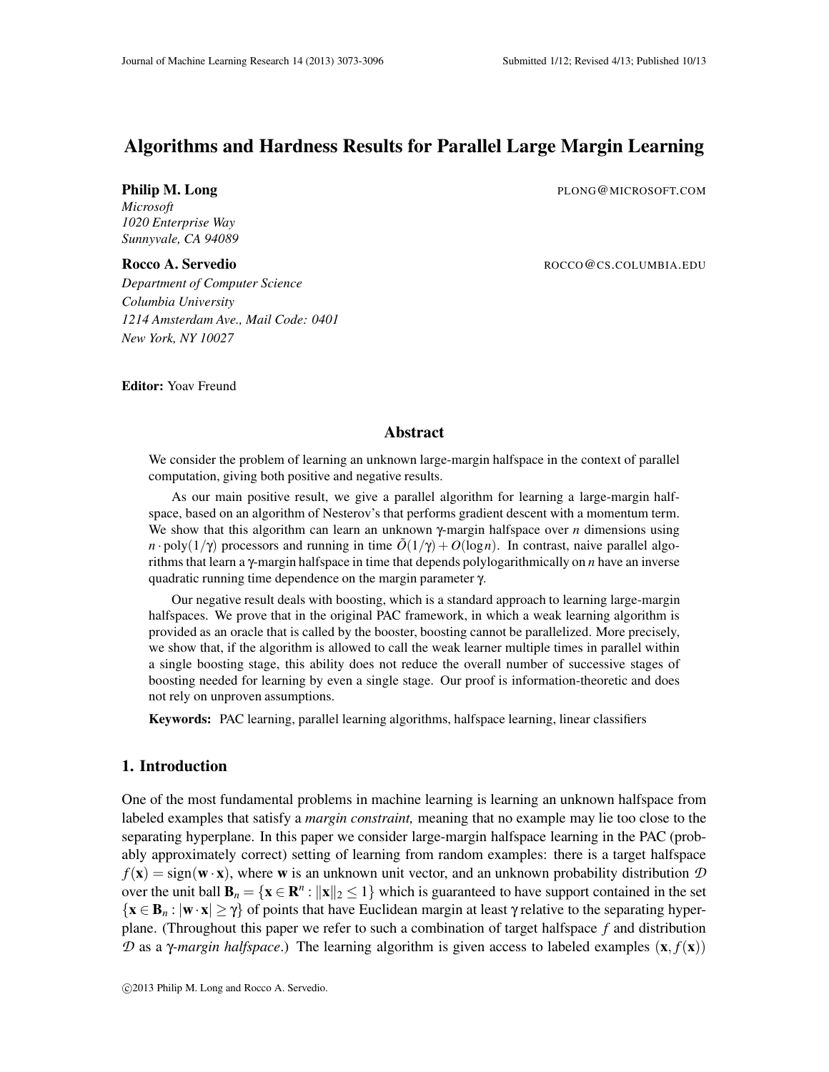# Algorithms and Hardness Results for Parallel Large Margin Learning

**Philip M. Long** PLONG@MICROSOFT.COM
*Microsoft*
*1020 Enterprise Way*
*Sunnyvale, CA 94089*

**Rocco A. Servedio** ROCCO@CS.COLUMBIA.EDU
*Department of Computer Science*
*Columbia University*
*1214 Amsterdam Ave., Mail Code: 0401*
*New York, NY 10027*

**Editor:** Yoav Freund

## Abstract

We consider the problem of learning an unknown large-margin halfspace in the context of parallel computation, giving both positive and negative results.

As our main positive result, we give a parallel algorithm for learning a large-margin halfspace, based on an algorithm of Nesterov's that performs gradient descent with a momentum term. We show that this algorithm can learn an unknown $\gamma$-margin halfspace over $n$ dimensions using $n \cdot \text{poly}(1/\gamma)$ processors and running in time $\tilde{O}(1/\gamma) + O(\log n)$. In contrast, naive parallel algorithms that learn a $\gamma$-margin halfspace in time that depends polylogarithmically on $n$ have an inverse quadratic running time dependence on the margin parameter $\gamma$.

Our negative result deals with boosting, which is a standard approach to learning large-margin halfspaces. We prove that in the original PAC framework, in which a weak learning algorithm is provided as an oracle that is called by the booster, boosting cannot be parallelized. More precisely, we show that, if the algorithm is allowed to call the weak learner multiple times in parallel within a single boosting stage, this ability does not reduce the overall number of successive stages of boosting needed for learning by even a single stage. Our proof is information-theoretic and does not rely on unproven assumptions.

**Keywords:** PAC learning, parallel learning algorithms, halfspace learning, linear classifiers

## 1. Introduction

One of the most fundamental problems in machine learning is learning an unknown halfspace from labeled examples that satisfy a *margin constraint,* meaning that no example may lie too close to the separating hyperplane. In this paper we consider large-margin halfspace learning in the PAC (probably approximately correct) setting of learning from random examples: there is a target halfspace $f(\mathbf{x}) = \text{sign}(\mathbf{w} \cdot \mathbf{x})$, where $\mathbf{w}$ is an unknown unit vector, and an unknown probability distribution $\mathcal{D}$ over the unit ball $\mathbf{B}_n = \{\mathbf{x} \in \mathbf{R}^n : \|\mathbf{x}\|_2 \leq 1\}$ which is guaranteed to have support contained in the set $\{\mathbf{x} \in \mathbf{B}_n : |\mathbf{w} \cdot \mathbf{x}| \geq \gamma\}$ of points that have Euclidean margin at least $\gamma$ relative to the separating hyperplane. (Throughout this paper we refer to such a combination of target halfspace $f$ and distribution $\mathcal{D}$ as a $\gamma$-*margin halfspace*.) The learning algorithm is given access to labeled examples $(\mathbf{x}, f(\mathbf{x}))$

©2013 Philip M. Long and Rocco A. Servedio.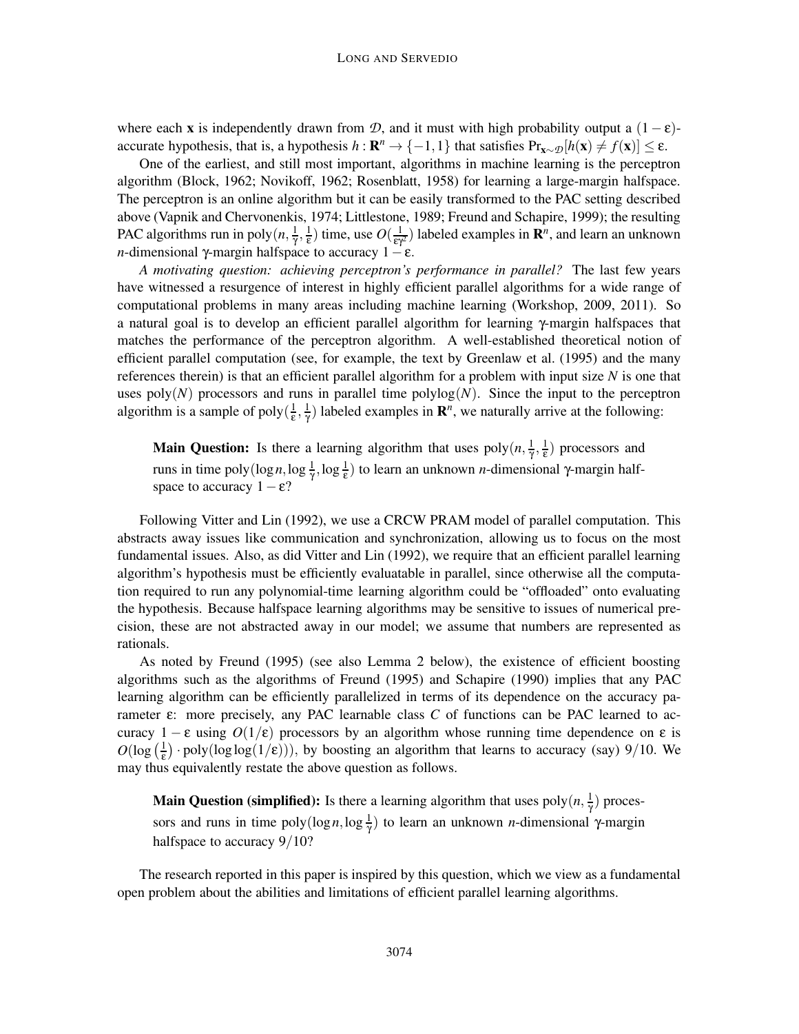where each $\mathbf{x}$ is independently drawn from $\mathcal{D}$, and it must with high probability output a $(1-\varepsilon)$-accurate hypothesis, that is, a hypothesis $h : \mathbf{R}^n \to \{-1,1\}$ that satisfies $\Pr_{\mathbf{x}\sim\mathcal{D}}[h(\mathbf{x}) \neq f(\mathbf{x})] \leq \varepsilon$.

One of the earliest, and still most important, algorithms in machine learning is the perceptron algorithm (Block, 1962; Novikoff, 1962; Rosenblatt, 1958) for learning a large-margin halfspace. The perceptron is an online algorithm but it can be easily transformed to the PAC setting described above (Vapnik and Chervonenkis, 1974; Littlestone, 1989; Freund and Schapire, 1999); the resulting PAC algorithms run in $\text{poly}(n, \frac{1}{\gamma}, \frac{1}{\varepsilon})$ time, use $O(\frac{1}{\varepsilon\gamma^2})$ labeled examples in $\mathbf{R}^n$, and learn an unknown $n$-dimensional $\gamma$-margin halfspace to accuracy $1-\varepsilon$.

*A motivating question: achieving perceptron's performance in parallel?* The last few years have witnessed a resurgence of interest in highly efficient parallel algorithms for a wide range of computational problems in many areas including machine learning (Workshop, 2009, 2011). So a natural goal is to develop an efficient parallel algorithm for learning $\gamma$-margin halfspaces that matches the performance of the perceptron algorithm. A well-established theoretical notion of efficient parallel computation (see, for example, the text by Greenlaw et al. (1995) and the many references therein) is that an efficient parallel algorithm for a problem with input size $N$ is one that uses $\text{poly}(N)$ processors and runs in parallel time $\text{polylog}(N)$. Since the input to the perceptron algorithm is a sample of $\text{poly}(\frac{1}{\varepsilon}, \frac{1}{\gamma})$ labeled examples in $\mathbf{R}^n$, we naturally arrive at the following:

> **Main Question:** Is there a learning algorithm that uses $\text{poly}(n, \frac{1}{\gamma}, \frac{1}{\varepsilon})$ processors and runs in time $\text{poly}(\log n, \log\frac{1}{\gamma}, \log\frac{1}{\varepsilon})$ to learn an unknown $n$-dimensional $\gamma$-margin halfspace to accuracy $1-\varepsilon$?

Following Vitter and Lin (1992), we use a CRCW PRAM model of parallel computation. This abstracts away issues like communication and synchronization, allowing us to focus on the most fundamental issues. Also, as did Vitter and Lin (1992), we require that an efficient parallel learning algorithm's hypothesis must be efficiently evaluatable in parallel, since otherwise all the computation required to run any polynomial-time learning algorithm could be "offloaded" onto evaluating the hypothesis. Because halfspace learning algorithms may be sensitive to issues of numerical precision, these are not abstracted away in our model; we assume that numbers are represented as rationals.

As noted by Freund (1995) (see also Lemma 2 below), the existence of efficient boosting algorithms such as the algorithms of Freund (1995) and Schapire (1990) implies that any PAC learning algorithm can be efficiently parallelized in terms of its dependence on the accuracy parameter $\varepsilon$: more precisely, any PAC learnable class $C$ of functions can be PAC learned to accuracy $1-\varepsilon$ using $O(1/\varepsilon)$ processors by an algorithm whose running time dependence on $\varepsilon$ is $O(\log\left(\frac{1}{\varepsilon}\right)\cdot \text{poly}(\log\log(1/\varepsilon)))$, by boosting an algorithm that learns to accuracy (say) $9/10$. We may thus equivalently restate the above question as follows.

> **Main Question (simplified):** Is there a learning algorithm that uses $\text{poly}(n, \frac{1}{\gamma})$ processors and runs in time $\text{poly}(\log n, \log\frac{1}{\gamma})$ to learn an unknown $n$-dimensional $\gamma$-margin halfspace to accuracy $9/10$?

The research reported in this paper is inspired by this question, which we view as a fundamental open problem about the abilities and limitations of efficient parallel learning algorithms.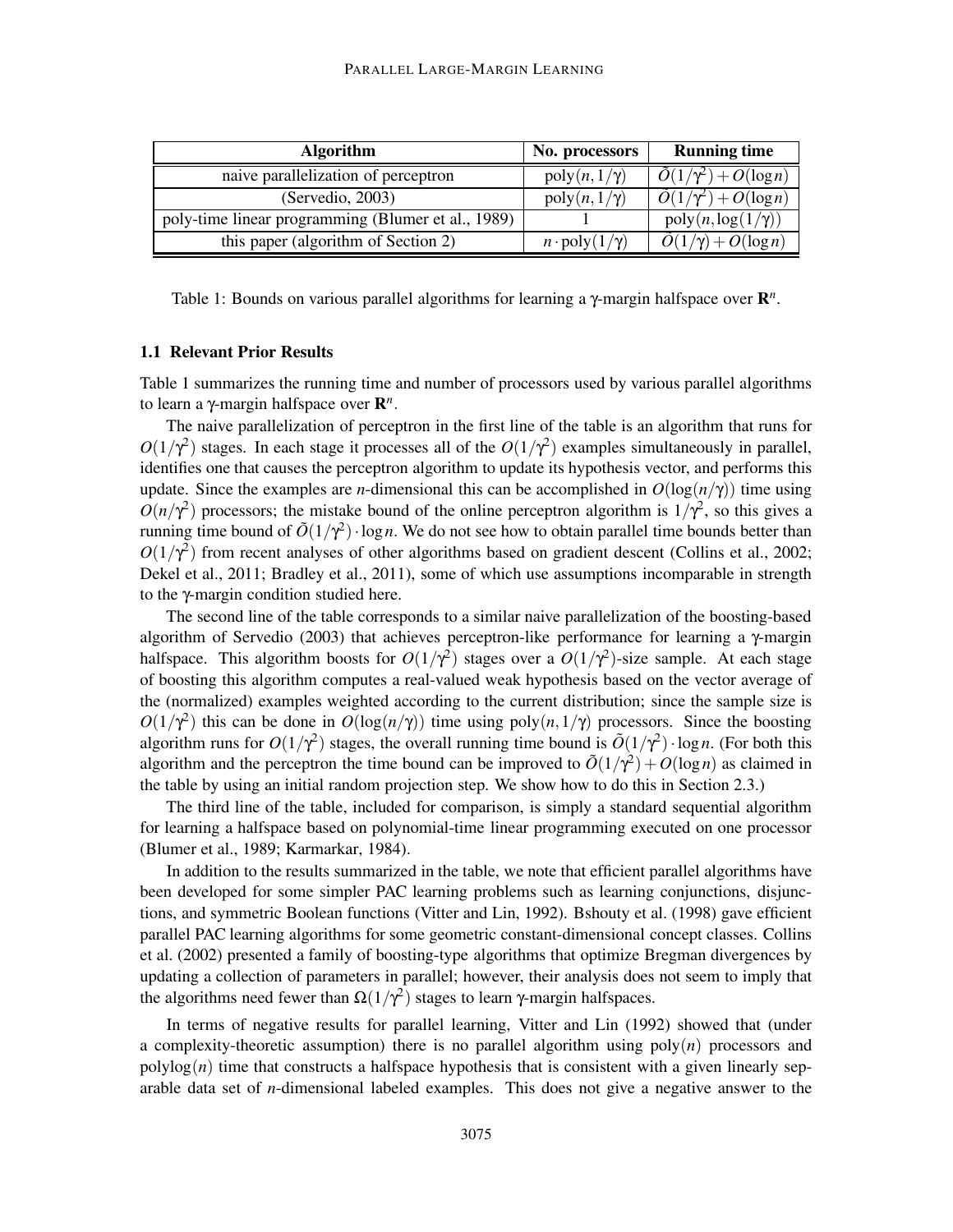| Algorithm | No. processors | Running time |
| --- | --- | --- |
| naive parallelization of perceptron | $\text{poly}(n, 1/\gamma)$ | $\tilde{O}(1/\gamma^2) + O(\log n)$ |
| (Servedio, 2003) | $\text{poly}(n, 1/\gamma)$ | $\tilde{O}(1/\gamma^2) + O(\log n)$ |
| poly-time linear programming (Blumer et al., 1989) | 1 | $\text{poly}(n, \log(1/\gamma))$ |
| this paper (algorithm of Section 2) | $n \cdot \text{poly}(1/\gamma)$ | $\tilde{O}(1/\gamma) + O(\log n)$ |

Table 1: Bounds on various parallel algorithms for learning a $\gamma$-margin halfspace over $\mathbf{R}^n$.

### 1.1 Relevant Prior Results

Table 1 summarizes the running time and number of processors used by various parallel algorithms to learn a $\gamma$-margin halfspace over $\mathbf{R}^n$.

The naive parallelization of perceptron in the first line of the table is an algorithm that runs for $O(1/\gamma^2)$ stages. In each stage it processes all of the $O(1/\gamma^2)$ examples simultaneously in parallel, identifies one that causes the perceptron algorithm to update its hypothesis vector, and performs this update. Since the examples are $n$-dimensional this can be accomplished in $O(\log(n/\gamma))$ time using $O(n/\gamma^2)$ processors; the mistake bound of the online perceptron algorithm is $1/\gamma^2$, so this gives a running time bound of $\tilde{O}(1/\gamma^2) \cdot \log n$. We do not see how to obtain parallel time bounds better than $O(1/\gamma^2)$ from recent analyses of other algorithms based on gradient descent (Collins et al., 2002; Dekel et al., 2011; Bradley et al., 2011), some of which use assumptions incomparable in strength to the $\gamma$-margin condition studied here.

The second line of the table corresponds to a similar naive parallelization of the boosting-based algorithm of Servedio (2003) that achieves perceptron-like performance for learning a $\gamma$-margin halfspace. This algorithm boosts for $O(1/\gamma^2)$ stages over a $O(1/\gamma^2)$-size sample. At each stage of boosting this algorithm computes a real-valued weak hypothesis based on the vector average of the (normalized) examples weighted according to the current distribution; since the sample size is $O(1/\gamma^2)$ this can be done in $O(\log(n/\gamma))$ time using $\text{poly}(n, 1/\gamma)$ processors. Since the boosting algorithm runs for $O(1/\gamma^2)$ stages, the overall running time bound is $\tilde{O}(1/\gamma^2) \cdot \log n$. (For both this algorithm and the perceptron the time bound can be improved to $\tilde{O}(1/\gamma^2) + O(\log n)$ as claimed in the table by using an initial random projection step. We show how to do this in Section 2.3.)

The third line of the table, included for comparison, is simply a standard sequential algorithm for learning a halfspace based on polynomial-time linear programming executed on one processor (Blumer et al., 1989; Karmarkar, 1984).

In addition to the results summarized in the table, we note that efficient parallel algorithms have been developed for some simpler PAC learning problems such as learning conjunctions, disjunctions, and symmetric Boolean functions (Vitter and Lin, 1992). Bshouty et al. (1998) gave efficient parallel PAC learning algorithms for some geometric constant-dimensional concept classes. Collins et al. (2002) presented a family of boosting-type algorithms that optimize Bregman divergences by updating a collection of parameters in parallel; however, their analysis does not seem to imply that the algorithms need fewer than $\Omega(1/\gamma^2)$ stages to learn $\gamma$-margin halfspaces.

In terms of negative results for parallel learning, Vitter and Lin (1992) showed that (under a complexity-theoretic assumption) there is no parallel algorithm using $\text{poly}(n)$ processors and $\text{polylog}(n)$ time that constructs a halfspace hypothesis that is consistent with a given linearly separable data set of $n$-dimensional labeled examples. This does not give a negative answer to the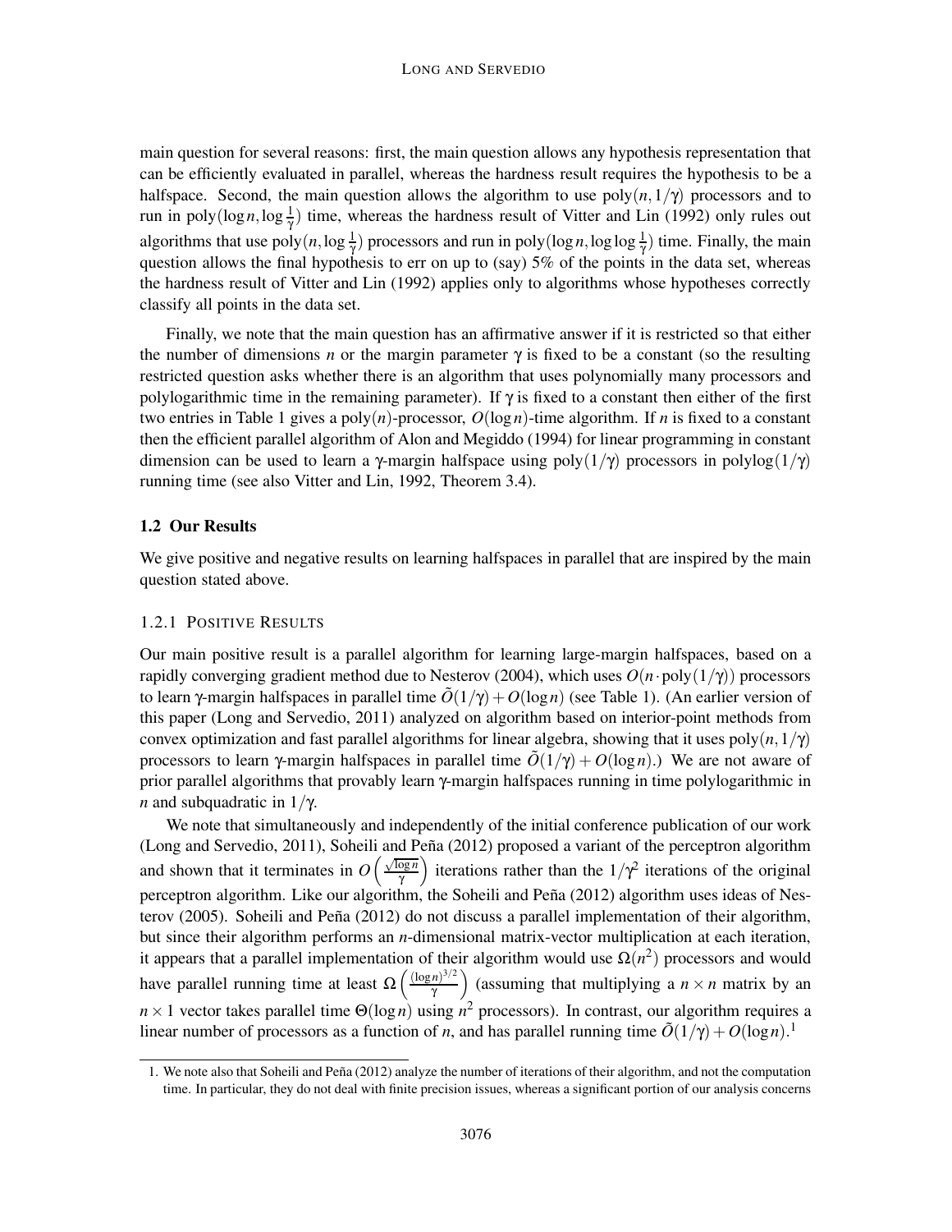main question for several reasons: first, the main question allows any hypothesis representation that can be efficiently evaluated in parallel, whereas the hardness result requires the hypothesis to be a halfspace. Second, the main question allows the algorithm to use $\text{poly}(n, 1/\gamma)$ processors and to run in $\text{poly}(\log n, \log \frac{1}{\gamma})$ time, whereas the hardness result of Vitter and Lin (1992) only rules out algorithms that use $\text{poly}(n, \log \frac{1}{\gamma})$ processors and run in $\text{poly}(\log n, \log \log \frac{1}{\gamma})$ time. Finally, the main question allows the final hypothesis to err on up to (say) 5% of the points in the data set, whereas the hardness result of Vitter and Lin (1992) applies only to algorithms whose hypotheses correctly classify all points in the data set.

Finally, we note that the main question has an affirmative answer if it is restricted so that either the number of dimensions $n$ or the margin parameter $\gamma$ is fixed to be a constant (so the resulting restricted question asks whether there is an algorithm that uses polynomially many processors and polylogarithmic time in the remaining parameter). If $\gamma$ is fixed to a constant then either of the first two entries in Table 1 gives a $\text{poly}(n)$-processor, $O(\log n)$-time algorithm. If $n$ is fixed to a constant then the efficient parallel algorithm of Alon and Megiddo (1994) for linear programming in constant dimension can be used to learn a $\gamma$-margin halfspace using $\text{poly}(1/\gamma)$ processors in $\text{polylog}(1/\gamma)$ running time (see also Vitter and Lin, 1992, Theorem 3.4).

### 1.2 Our Results

We give positive and negative results on learning halfspaces in parallel that are inspired by the main question stated above.

#### 1.2.1 Positive Results

Our main positive result is a parallel algorithm for learning large-margin halfspaces, based on a rapidly converging gradient method due to Nesterov (2004), which uses $O(n \cdot \text{poly}(1/\gamma))$ processors to learn $\gamma$-margin halfspaces in parallel time $\tilde{O}(1/\gamma) + O(\log n)$ (see Table 1). (An earlier version of this paper (Long and Servedio, 2011) analyzed an algorithm based on interior-point methods from convex optimization and fast parallel algorithms for linear algebra, showing that it uses $\text{poly}(n, 1/\gamma)$ processors to learn $\gamma$-margin halfspaces in parallel time $\tilde{O}(1/\gamma) + O(\log n)$.) We are not aware of prior parallel algorithms that provably learn $\gamma$-margin halfspaces running in time polylogarithmic in $n$ and subquadratic in $1/\gamma$.

We note that simultaneously and independently of the initial conference publication of our work (Long and Servedio, 2011), Soheili and Peña (2012) proposed a variant of the perceptron algorithm and shown that it terminates in $O\left(\frac{\sqrt{\log n}}{\gamma}\right)$ iterations rather than the $1/\gamma^2$ iterations of the original perceptron algorithm. Like our algorithm, the Soheili and Peña (2012) algorithm uses ideas of Nesterov (2005). Soheili and Peña (2012) do not discuss a parallel implementation of their algorithm, but since their algorithm performs an $n$-dimensional matrix-vector multiplication at each iteration, it appears that a parallel implementation of their algorithm would use $\Omega(n^2)$ processors and would have parallel running time at least $\Omega\left(\frac{(\log n)^{3/2}}{\gamma}\right)$ (assuming that multiplying a $n \times n$ matrix by an $n \times 1$ vector takes parallel time $\Theta(\log n)$ using $n^2$ processors). In contrast, our algorithm requires a linear number of processors as a function of $n$, and has parallel running time $\tilde{O}(1/\gamma) + O(\log n)$.[1]

---

1. We note also that Soheili and Peña (2012) analyze the number of iterations of their algorithm, and not the computation time. In particular, they do not deal with finite precision issues, whereas a significant portion of our analysis concerns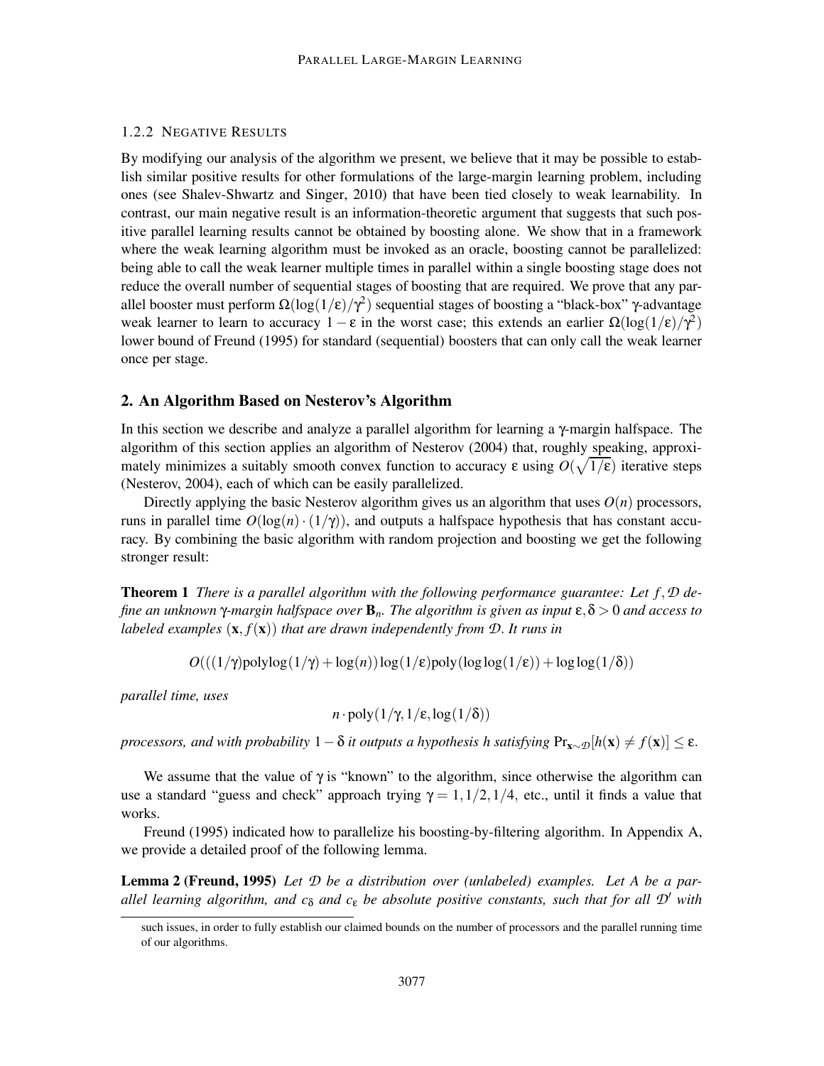### 1.2.2 NEGATIVE RESULTS

By modifying our analysis of the algorithm we present, we believe that it may be possible to establish similar positive results for other formulations of the large-margin learning problem, including ones (see Shalev-Shwartz and Singer, 2010) that have been tied closely to weak learnability. In contrast, our main negative result is an information-theoretic argument that suggests that such positive parallel learning results cannot be obtained by boosting alone. We show that in a framework where the weak learning algorithm must be invoked as an oracle, boosting cannot be parallelized: being able to call the weak learner multiple times in parallel within a single boosting stage does not reduce the overall number of sequential stages of boosting that are required. We prove that any parallel booster must perform $\Omega(\log(1/\varepsilon)/\gamma^2)$ sequential stages of boosting a "black-box" $\gamma$-advantage weak learner to learn to accuracy $1-\varepsilon$ in the worst case; this extends an earlier $\Omega(\log(1/\varepsilon)/\gamma^2)$ lower bound of Freund (1995) for standard (sequential) boosters that can only call the weak learner once per stage.

## 2. An Algorithm Based on Nesterov's Algorithm

In this section we describe and analyze a parallel algorithm for learning a $\gamma$-margin halfspace. The algorithm of this section applies an algorithm of Nesterov (2004) that, roughly speaking, approximately minimizes a suitably smooth convex function to accuracy $\varepsilon$ using $O(\sqrt{1/\varepsilon})$ iterative steps (Nesterov, 2004), each of which can be easily parallelized.

Directly applying the basic Nesterov algorithm gives us an algorithm that uses $O(n)$ processors, runs in parallel time $O(\log(n)\cdot(1/\gamma))$, and outputs a halfspace hypothesis that has constant accuracy. By combining the basic algorithm with random projection and boosting we get the following stronger result:

**Theorem 1** *There is a parallel algorithm with the following performance guarantee: Let $f, \mathcal{D}$ define an unknown $\gamma$-margin halfspace over $\mathbf{B}_n$. The algorithm is given as input $\varepsilon, \delta > 0$ and access to labeled examples $(\mathbf{x}, f(\mathbf{x}))$ that are drawn independently from $\mathcal{D}$. It runs in*

$$O(((1/\gamma)\text{polylog}(1/\gamma)+\log(n))\log(1/\varepsilon)\text{poly}(\log\log(1/\varepsilon))+\log\log(1/\delta))$$

*parallel time, uses*

$$n\cdot\text{poly}(1/\gamma, 1/\varepsilon, \log(1/\delta))$$

*processors, and with probability $1-\delta$ it outputs a hypothesis $h$ satisfying $\Pr_{\mathbf{x}\sim\mathcal{D}}[h(\mathbf{x})\neq f(\mathbf{x})]\leq\varepsilon$.*

We assume that the value of $\gamma$ is "known" to the algorithm, since otherwise the algorithm can use a standard "guess and check" approach trying $\gamma = 1, 1/2, 1/4$, etc., until it finds a value that works.

Freund (1995) indicated how to parallelize his boosting-by-filtering algorithm. In Appendix A, we provide a detailed proof of the following lemma.

**Lemma 2 (Freund, 1995)** *Let $\mathcal{D}$ be a distribution over (unlabeled) examples. Let $A$ be a parallel learning algorithm, and $c_\delta$ and $c_\varepsilon$ be absolute positive constants, such that for all $\mathcal{D}'$ with*

such issues, in order to fully establish our claimed bounds on the number of processors and the parallel running time of our algorithms.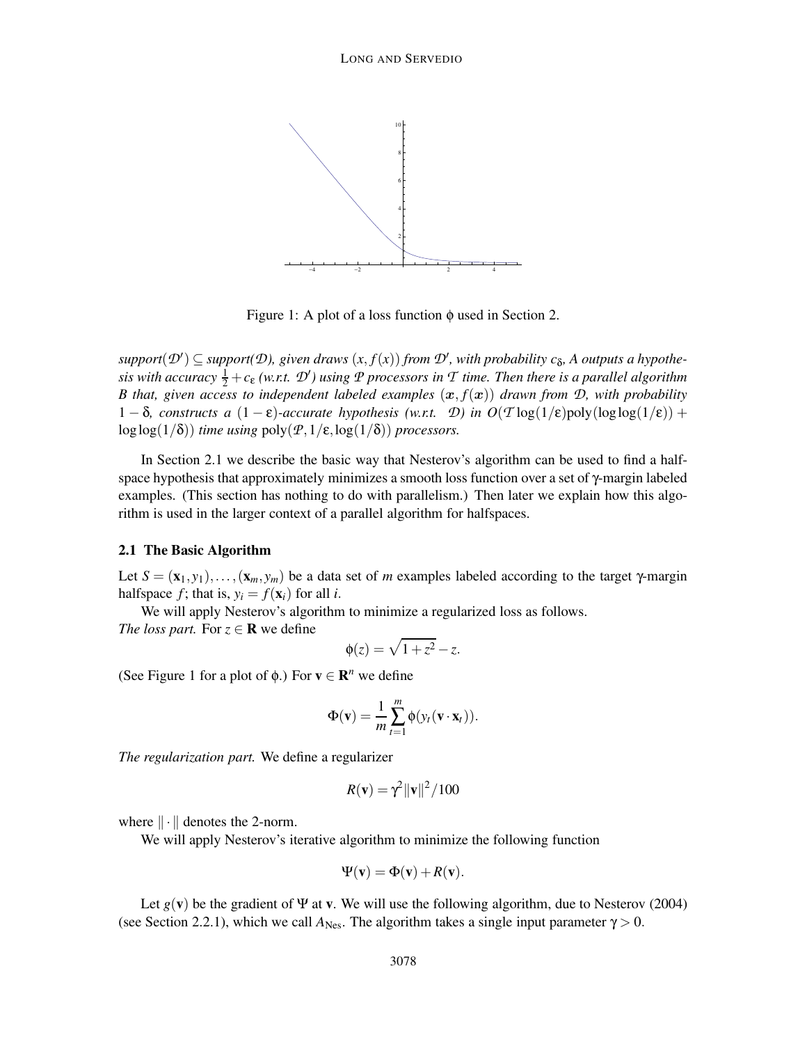Figure 1: A plot of a loss function $\phi$ used in Section 2.

*support($\mathcal{D}'$) $\subseteq$ support($\mathcal{D}$), given draws $(x, f(x))$ from $\mathcal{D}'$, with probability $c_\delta$, A outputs a hypothesis with accuracy $\frac{1}{2} + c_\varepsilon$ (w.r.t. $\mathcal{D}'$) using $\mathcal{P}$ processors in $\mathcal{T}$ time. Then there is a parallel algorithm B that, given access to independent labeled examples $(\boldsymbol{x}, f(\boldsymbol{x}))$ drawn from $\mathcal{D}$, with probability $1 - \delta$, constructs a $(1 - \varepsilon)$-accurate hypothesis (w.r.t. $\mathcal{D}$) in $O(\mathcal{T} \log(1/\varepsilon)\text{poly}(\log\log(1/\varepsilon)) + \log\log(1/\delta))$ time using $\text{poly}(\mathcal{P}, 1/\varepsilon, \log(1/\delta))$ processors.*

In Section 2.1 we describe the basic way that Nesterov's algorithm can be used to find a halfspace hypothesis that approximately minimizes a smooth loss function over a set of $\gamma$-margin labeled examples. (This section has nothing to do with parallelism.) Then later we explain how this algorithm is used in the larger context of a parallel algorithm for halfspaces.

### 2.1 The Basic Algorithm

Let $S = (\mathbf{x}_1, y_1), \ldots, (\mathbf{x}_m, y_m)$ be a data set of $m$ examples labeled according to the target $\gamma$-margin halfspace $f$; that is, $y_i = f(\mathbf{x}_i)$ for all $i$.

We will apply Nesterov's algorithm to minimize a regularized loss as follows.

*The loss part.* For $z \in \mathbf{R}$ we define

$$\phi(z) = \sqrt{1 + z^2} - z.$$

(See Figure 1 for a plot of $\phi$.) For $\mathbf{v} \in \mathbf{R}^n$ we define

$$\Phi(\mathbf{v}) = \frac{1}{m} \sum_{t=1}^{m} \phi(y_t(\mathbf{v} \cdot \mathbf{x}_t)).$$

*The regularization part.* We define a regularizer

$$R(\mathbf{v}) = \gamma^2 \|\mathbf{v}\|^2 / 100$$

where $\|\cdot\|$ denotes the 2-norm.

We will apply Nesterov's iterative algorithm to minimize the following function

$$\Psi(\mathbf{v}) = \Phi(\mathbf{v}) + R(\mathbf{v}).$$

Let $g(\mathbf{v})$ be the gradient of $\Psi$ at $\mathbf{v}$. We will use the following algorithm, due to Nesterov (2004) (see Section 2.2.1), which we call $A_{\text{Nes}}$. The algorithm takes a single input parameter $\gamma > 0$.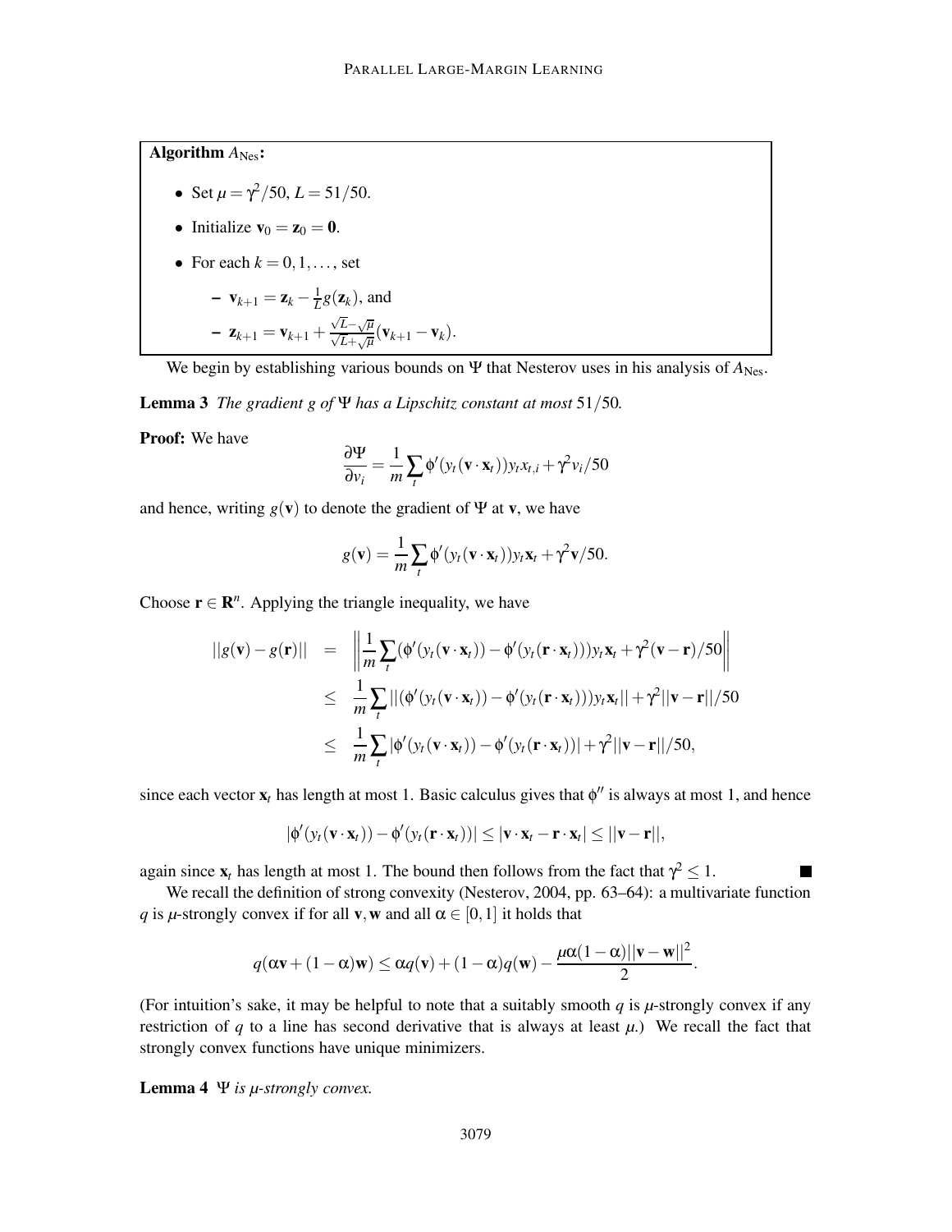**Algorithm $A_{\text{Nes}}$:**

- Set $\mu = \gamma^2/50$, $L = 51/50$.
- Initialize $\mathbf{v}_0 = \mathbf{z}_0 = \mathbf{0}$.
- For each $k = 0, 1, \ldots$, set
  - $\mathbf{v}_{k+1} = \mathbf{z}_k - \frac{1}{L} g(\mathbf{z}_k)$, and
  - $\mathbf{z}_{k+1} = \mathbf{v}_{k+1} + \frac{\sqrt{L}-\sqrt{\mu}}{\sqrt{L}+\sqrt{\mu}}(\mathbf{v}_{k+1} - \mathbf{v}_k)$.

We begin by establishing various bounds on $\Psi$ that Nesterov uses in his analysis of $A_{\text{Nes}}$.

**Lemma 3** *The gradient $g$ of $\Psi$ has a Lipschitz constant at most $51/50$.*

**Proof:** We have

$$\frac{\partial \Psi}{\partial v_i} = \frac{1}{m} \sum_t \phi'(y_t(\mathbf{v} \cdot \mathbf{x}_t)) y_t x_{t,i} + \gamma^2 v_i / 50$$

and hence, writing $g(\mathbf{v})$ to denote the gradient of $\Psi$ at $\mathbf{v}$, we have

$$g(\mathbf{v}) = \frac{1}{m} \sum_t \phi'(y_t(\mathbf{v} \cdot \mathbf{x}_t)) y_t \mathbf{x}_t + \gamma^2 \mathbf{v}/50.$$

Choose $\mathbf{r} \in \mathbf{R}^n$. Applying the triangle inequality, we have

$$\begin{aligned}
||g(\mathbf{v}) - g(\mathbf{r})|| &= \left\| \frac{1}{m} \sum_t (\phi'(y_t(\mathbf{v} \cdot \mathbf{x}_t)) - \phi'(y_t(\mathbf{r} \cdot \mathbf{x}_t))) y_t \mathbf{x}_t + \gamma^2 (\mathbf{v} - \mathbf{r})/50 \right\| \\
&\leq \frac{1}{m} \sum_t ||(\phi'(y_t(\mathbf{v} \cdot \mathbf{x}_t)) - \phi'(y_t(\mathbf{r} \cdot \mathbf{x}_t))) y_t \mathbf{x}_t|| + \gamma^2 ||\mathbf{v} - \mathbf{r}||/50 \\
&\leq \frac{1}{m} \sum_t |\phi'(y_t(\mathbf{v} \cdot \mathbf{x}_t)) - \phi'(y_t(\mathbf{r} \cdot \mathbf{x}_t))| + \gamma^2 ||\mathbf{v} - \mathbf{r}||/50,
\end{aligned}$$

since each vector $\mathbf{x}_t$ has length at most 1. Basic calculus gives that $\phi''$ is always at most 1, and hence

$$|\phi'(y_t(\mathbf{v} \cdot \mathbf{x}_t)) - \phi'(y_t(\mathbf{r} \cdot \mathbf{x}_t))| \leq |\mathbf{v} \cdot \mathbf{x}_t - \mathbf{r} \cdot \mathbf{x}_t| \leq ||\mathbf{v} - \mathbf{r}||,$$

again since $\mathbf{x}_t$ has length at most 1. The bound then follows from the fact that $\gamma^2 \leq 1$. ∎

We recall the definition of strong convexity (Nesterov, 2004, pp. 63–64): a multivariate function $q$ is $\mu$-strongly convex if for all $\mathbf{v}, \mathbf{w}$ and all $\alpha \in [0, 1]$ it holds that

$$q(\alpha \mathbf{v} + (1-\alpha)\mathbf{w}) \leq \alpha q(\mathbf{v}) + (1-\alpha) q(\mathbf{w}) - \frac{\mu \alpha (1-\alpha) ||\mathbf{v} - \mathbf{w}||^2}{2}.$$

(For intuition's sake, it may be helpful to note that a suitably smooth $q$ is $\mu$-strongly convex if any restriction of $q$ to a line has second derivative that is always at least $\mu$.) We recall the fact that strongly convex functions have unique minimizers.

**Lemma 4** *$\Psi$ is $\mu$-strongly convex.*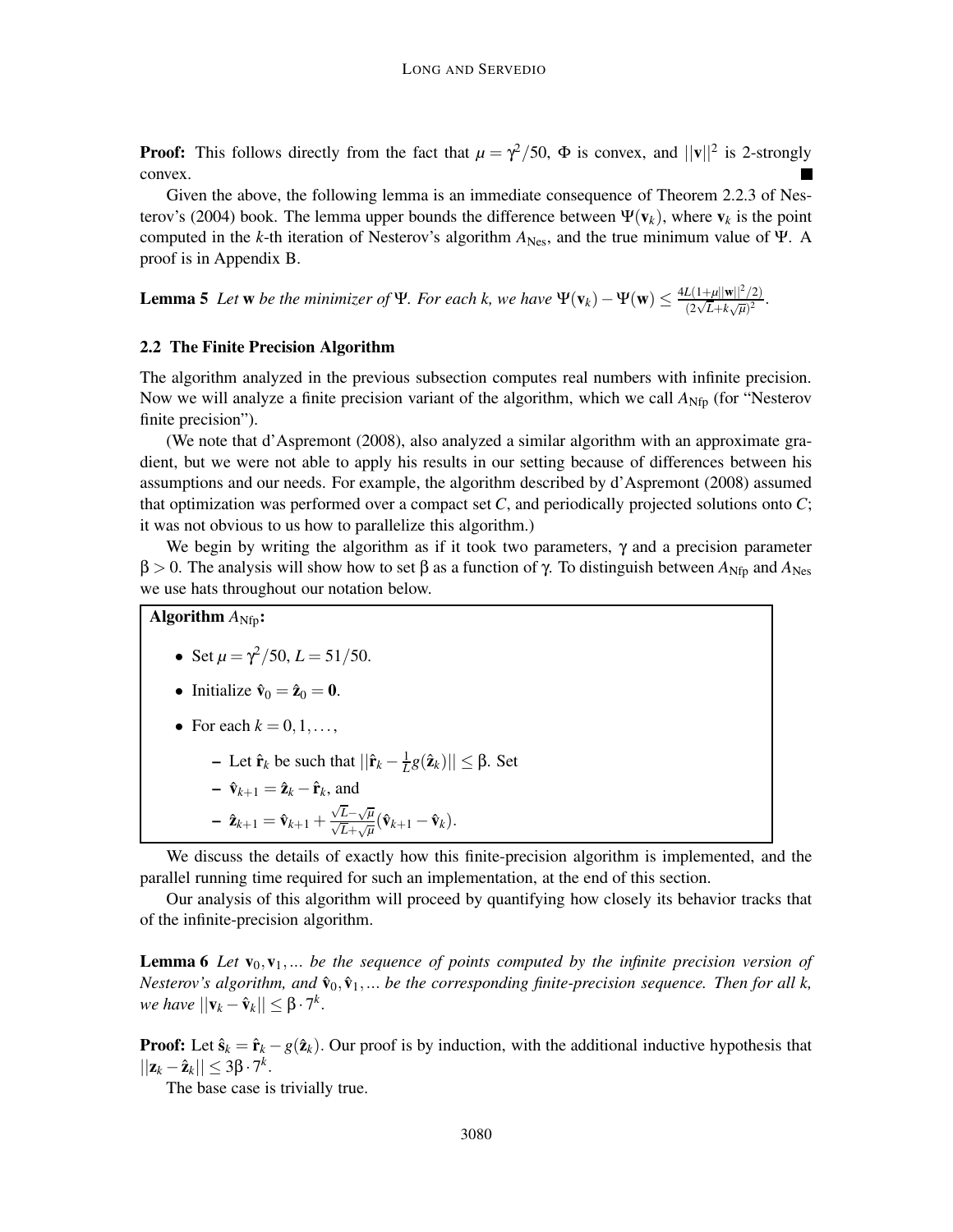**Proof:** This follows directly from the fact that $\mu = \gamma^2/50$, $\Phi$ is convex, and $||\mathbf{v}||^2$ is 2-strongly convex. ■

Given the above, the following lemma is an immediate consequence of Theorem 2.2.3 of Nesterov's (2004) book. The lemma upper bounds the difference between $\Psi(\mathbf{v}_k)$, where $\mathbf{v}_k$ is the point computed in the $k$-th iteration of Nesterov's algorithm $A_{\text{Nes}}$, and the true minimum value of $\Psi$. A proof is in Appendix B.

**Lemma 5** *Let* $\mathbf{w}$ *be the minimizer of* $\Psi$*. For each* $k$*, we have* $\Psi(\mathbf{v}_k) - \Psi(\mathbf{w}) \leq \frac{4L(1+\mu||\mathbf{w}||^2/2)}{(2\sqrt{L}+k\sqrt{\mu})^2}$.

### 2.2 The Finite Precision Algorithm

The algorithm analyzed in the previous subsection computes real numbers with infinite precision. Now we will analyze a finite precision variant of the algorithm, which we call $A_{\text{Nfp}}$ (for "Nesterov finite precision").

(We note that d'Aspremont (2008), also analyzed a similar algorithm with an approximate gradient, but we were not able to apply his results in our setting because of differences between his assumptions and our needs. For example, the algorithm described by d'Aspremont (2008) assumed that optimization was performed over a compact set $C$, and periodically projected solutions onto $C$; it was not obvious to us how to parallelize this algorithm.)

We begin by writing the algorithm as if it took two parameters, $\gamma$ and a precision parameter $\beta > 0$. The analysis will show how to set $\beta$ as a function of $\gamma$. To distinguish between $A_{\text{Nfp}}$ and $A_{\text{Nes}}$ we use hats throughout our notation below.

**Algorithm** $A_{\text{Nfp}}$**:**

- Set $\mu = \gamma^2/50$, $L = 51/50$.
- Initialize $\hat{\mathbf{v}}_0 = \hat{\mathbf{z}}_0 = \mathbf{0}$.
- For each $k = 0, 1, \ldots,$
  - Let $\hat{\mathbf{r}}_k$ be such that $||\hat{\mathbf{r}}_k - \frac{1}{L}g(\hat{\mathbf{z}}_k)|| \leq \beta$. Set
  - $\hat{\mathbf{v}}_{k+1} = \hat{\mathbf{z}}_k - \hat{\mathbf{r}}_k$, and
  - $\hat{\mathbf{z}}_{k+1} = \hat{\mathbf{v}}_{k+1} + \frac{\sqrt{L}-\sqrt{\mu}}{\sqrt{L}+\sqrt{\mu}}(\hat{\mathbf{v}}_{k+1} - \hat{\mathbf{v}}_k)$.

We discuss the details of exactly how this finite-precision algorithm is implemented, and the parallel running time required for such an implementation, at the end of this section.

Our analysis of this algorithm will proceed by quantifying how closely its behavior tracks that of the infinite-precision algorithm.

**Lemma 6** *Let* $\mathbf{v}_0, \mathbf{v}_1, \ldots$ *be the sequence of points computed by the infinite precision version of Nesterov's algorithm, and* $\hat{\mathbf{v}}_0, \hat{\mathbf{v}}_1, \ldots$ *be the corresponding finite-precision sequence. Then for all* $k$*, we have* $||\mathbf{v}_k - \hat{\mathbf{v}}_k|| \leq \beta \cdot 7^k$.

**Proof:** Let $\hat{\mathbf{s}}_k = \hat{\mathbf{r}}_k - g(\hat{\mathbf{z}}_k)$. Our proof is by induction, with the additional inductive hypothesis that $||\mathbf{z}_k - \hat{\mathbf{z}}_k|| \leq 3\beta \cdot 7^k$.

The base case is trivially true.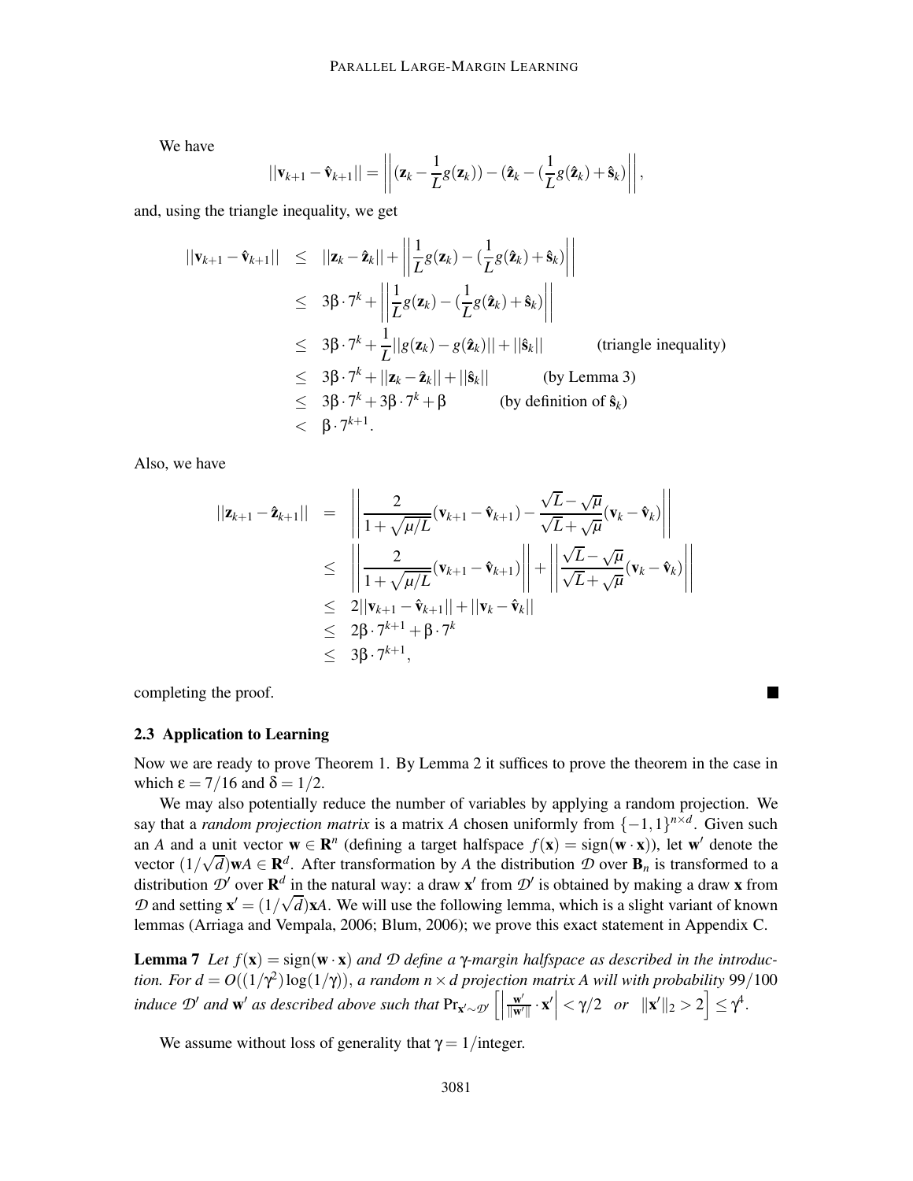We have

$$||\mathbf{v}_{k+1} - \hat{\mathbf{v}}_{k+1}|| = \left|\left|(\mathbf{z}_k - \frac{1}{L}g(\mathbf{z}_k)) - (\hat{\mathbf{z}}_k - (\frac{1}{L}g(\hat{\mathbf{z}}_k) + \hat{\mathbf{s}}_k)\right|\right|,$$

and, using the triangle inequality, we get

$$\begin{aligned}
||\mathbf{v}_{k+1} - \hat{\mathbf{v}}_{k+1}|| &\leq ||\mathbf{z}_k - \hat{\mathbf{z}}_k|| + \left|\left|\frac{1}{L}g(\mathbf{z}_k) - (\frac{1}{L}g(\hat{\mathbf{z}}_k) + \hat{\mathbf{s}}_k)\right|\right| \\
&\leq 3\beta \cdot 7^k + \left|\left|\frac{1}{L}g(\mathbf{z}_k) - (\frac{1}{L}g(\hat{\mathbf{z}}_k) + \hat{\mathbf{s}}_k)\right|\right| \\
&\leq 3\beta \cdot 7^k + \frac{1}{L}||g(\mathbf{z}_k) - g(\hat{\mathbf{z}}_k)|| + ||\hat{\mathbf{s}}_k|| \qquad \text{(triangle inequality)} \\
&\leq 3\beta \cdot 7^k + ||\mathbf{z}_k - \hat{\mathbf{z}}_k|| + ||\hat{\mathbf{s}}_k|| \qquad \text{(by Lemma 3)} \\
&\leq 3\beta \cdot 7^k + 3\beta \cdot 7^k + \beta \qquad \text{(by definition of } \hat{\mathbf{s}}_k\text{)} \\
&< \beta \cdot 7^{k+1}.
\end{aligned}$$

Also, we have

$$\begin{aligned}
||\mathbf{z}_{k+1} - \hat{\mathbf{z}}_{k+1}|| &= \left|\left|\frac{2}{1+\sqrt{\mu/L}}(\mathbf{v}_{k+1} - \hat{\mathbf{v}}_{k+1}) - \frac{\sqrt{L}-\sqrt{\mu}}{\sqrt{L}+\sqrt{\mu}}(\mathbf{v}_k - \hat{\mathbf{v}}_k)\right|\right| \\
&\leq \left|\left|\frac{2}{1+\sqrt{\mu/L}}(\mathbf{v}_{k+1} - \hat{\mathbf{v}}_{k+1})\right|\right| + \left|\left|\frac{\sqrt{L}-\sqrt{\mu}}{\sqrt{L}+\sqrt{\mu}}(\mathbf{v}_k - \hat{\mathbf{v}}_k)\right|\right| \\
&\leq 2||\mathbf{v}_{k+1} - \hat{\mathbf{v}}_{k+1}|| + ||\mathbf{v}_k - \hat{\mathbf{v}}_k|| \\
&\leq 2\beta \cdot 7^{k+1} + \beta \cdot 7^k \\
&\leq 3\beta \cdot 7^{k+1},
\end{aligned}$$

completing the proof. ■

### 2.3 Application to Learning

Now we are ready to prove Theorem 1. By Lemma 2 it suffices to prove the theorem in the case in which $\varepsilon = 7/16$ and $\delta = 1/2$.

We may also potentially reduce the number of variables by applying a random projection. We say that a *random projection matrix* is a matrix $A$ chosen uniformly from $\{-1,1\}^{n \times d}$. Given such an $A$ and a unit vector $\mathbf{w} \in \mathbf{R}^n$ (defining a target halfspace $f(\mathbf{x}) = \text{sign}(\mathbf{w} \cdot \mathbf{x})$), let $\mathbf{w}'$ denote the vector $(1/\sqrt{d})\mathbf{w}A \in \mathbf{R}^d$. After transformation by $A$ the distribution $\mathcal{D}$ over $\mathbf{B}_n$ is transformed to a distribution $\mathcal{D}'$ over $\mathbf{R}^d$ in the natural way: a draw $\mathbf{x}'$ from $\mathcal{D}'$ is obtained by making a draw $\mathbf{x}$ from $\mathcal{D}$ and setting $\mathbf{x}' = (1/\sqrt{d})\mathbf{x}A$. We will use the following lemma, which is a slight variant of known lemmas (Arriaga and Vempala, 2006; Blum, 2006); we prove this exact statement in Appendix C.

**Lemma 7** *Let $f(\mathbf{x}) = \text{sign}(\mathbf{w} \cdot \mathbf{x})$ and $\mathcal{D}$ define a $\gamma$-margin halfspace as described in the introduction. For $d = O((1/\gamma^2)\log(1/\gamma))$, a random $n \times d$ projection matrix $A$ will with probability $99/100$ induce $\mathcal{D}'$ and $\mathbf{w}'$ as described above such that $\Pr_{\mathbf{x}' \sim \mathcal{D}'}\left[\left|\frac{\mathbf{w}'}{\|\mathbf{w}'\|} \cdot \mathbf{x}'\right| < \gamma/2 \quad or \quad \|\mathbf{x}'\|_2 > 2\right] \leq \gamma^4$.*

We assume without loss of generality that $\gamma = 1/\text{integer}$.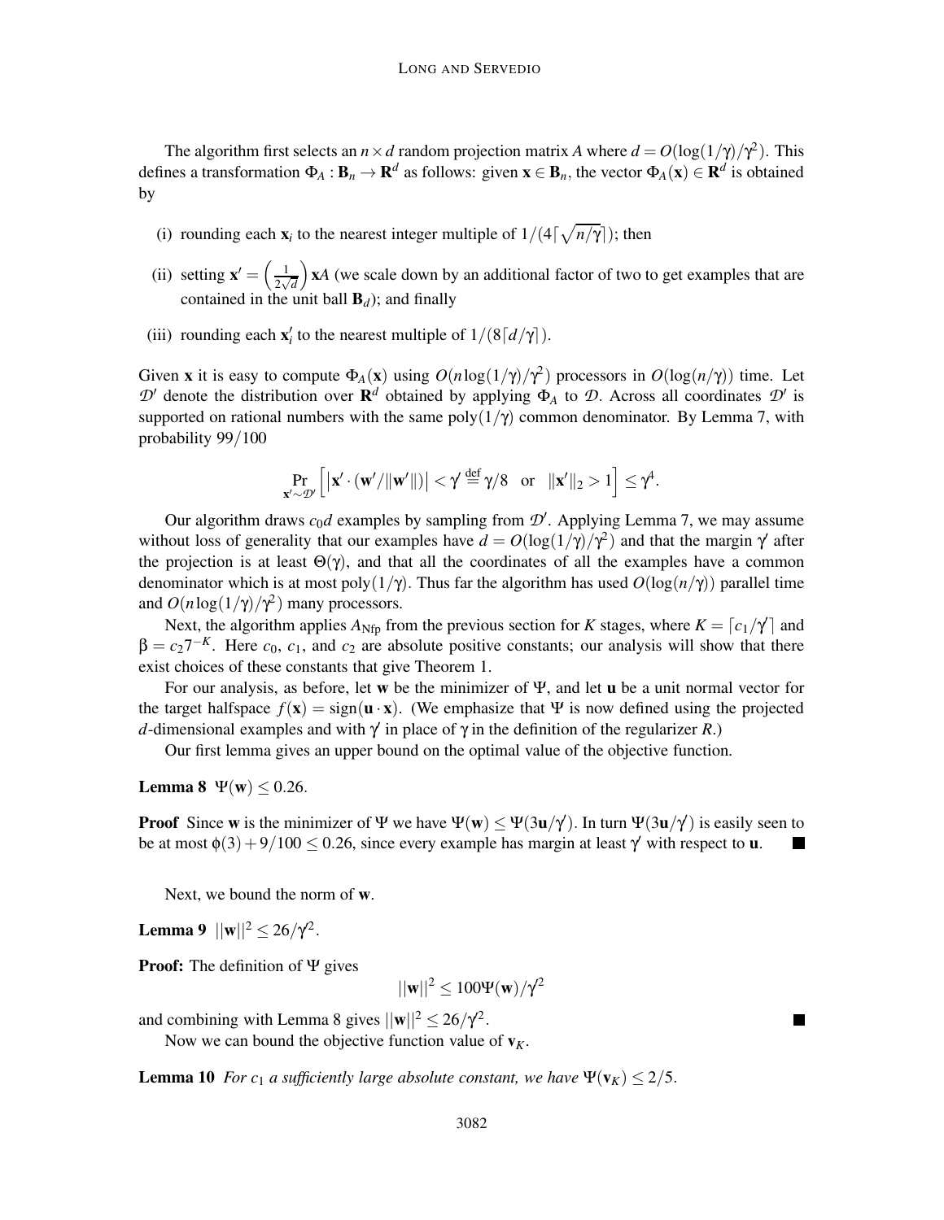The algorithm first selects an $n \times d$ random projection matrix $A$ where $d = O(\log(1/\gamma)/\gamma^2)$. This defines a transformation $\Phi_A : \mathbf{B}_n \to \mathbf{R}^d$ as follows: given $\mathbf{x} \in \mathbf{B}_n$, the vector $\Phi_A(\mathbf{x}) \in \mathbf{R}^d$ is obtained by

(i) rounding each $\mathbf{x}_i$ to the nearest integer multiple of $1/(4\lceil\sqrt{n/\gamma}\rceil)$; then

(ii) setting $\mathbf{x}' = \left(\frac{1}{2\sqrt{d}}\right)\mathbf{x}A$ (we scale down by an additional factor of two to get examples that are contained in the unit ball $\mathbf{B}_d$); and finally

(iii) rounding each $\mathbf{x}'_i$ to the nearest multiple of $1/(8\lceil d/\gamma\rceil)$.

Given $\mathbf{x}$ it is easy to compute $\Phi_A(\mathbf{x})$ using $O(n\log(1/\gamma)/\gamma^2)$ processors in $O(\log(n/\gamma))$ time. Let $\mathcal{D}'$ denote the distribution over $\mathbf{R}^d$ obtained by applying $\Phi_A$ to $\mathcal{D}$. Across all coordinates $\mathcal{D}'$ is supported on rational numbers with the same poly$(1/\gamma)$ common denominator. By Lemma 7, with probability 99/100

$$\Pr_{\mathbf{x}' \sim \mathcal{D}'}\left[\left|\mathbf{x}' \cdot (\mathbf{w}'/\|\mathbf{w}'\|)\right| < \gamma' \stackrel{\text{def}}{=} \gamma/8 \quad \text{or} \quad \|\mathbf{x}'\|_2 > 1\right] \le \gamma^4.$$

Our algorithm draws $c_0 d$ examples by sampling from $\mathcal{D}'$. Applying Lemma 7, we may assume without loss of generality that our examples have $d = O(\log(1/\gamma)/\gamma^2)$ and that the margin $\gamma'$ after the projection is at least $\Theta(\gamma)$, and that all the coordinates of all the examples have a common denominator which is at most poly$(1/\gamma)$. Thus far the algorithm has used $O(\log(n/\gamma))$ parallel time and $O(n\log(1/\gamma)/\gamma^2)$ many processors.

Next, the algorithm applies $A_{\text{Nfp}}$ from the previous section for $K$ stages, where $K = \lceil c_1/\gamma' \rceil$ and $\beta = c_2 7^{-K}$. Here $c_0$, $c_1$, and $c_2$ are absolute positive constants; our analysis will show that there exist choices of these constants that give Theorem 1.

For our analysis, as before, let $\mathbf{w}$ be the minimizer of $\Psi$, and let $\mathbf{u}$ be a unit normal vector for the target halfspace $f(\mathbf{x}) = \text{sign}(\mathbf{u} \cdot \mathbf{x})$. (We emphasize that $\Psi$ is now defined using the projected $d$-dimensional examples and with $\gamma'$ in place of $\gamma$ in the definition of the regularizer $R$.)

Our first lemma gives an upper bound on the optimal value of the objective function.

**Lemma 8** $\Psi(\mathbf{w}) \le 0.26$.

**Proof** Since $\mathbf{w}$ is the minimizer of $\Psi$ we have $\Psi(\mathbf{w}) \le \Psi(3\mathbf{u}/\gamma')$. In turn $\Psi(3\mathbf{u}/\gamma')$ is easily seen to be at most $\phi(3) + 9/100 \le 0.26$, since every example has margin at least $\gamma'$ with respect to $\mathbf{u}$. ∎

Next, we bound the norm of $\mathbf{w}$.

**Lemma 9** $||\mathbf{w}||^2 \le 26/\gamma^2$.

**Proof:** The definition of $\Psi$ gives

$$||\mathbf{w}||^2 \le 100\Psi(\mathbf{w})/\gamma^2$$

and combining with Lemma 8 gives $||\mathbf{w}||^2 \le 26/\gamma^2$. ∎

Now we can bound the objective function value of $\mathbf{v}_K$.

**Lemma 10** *For $c_1$ a sufficiently large absolute constant, we have $\Psi(\mathbf{v}_K) \le 2/5$.*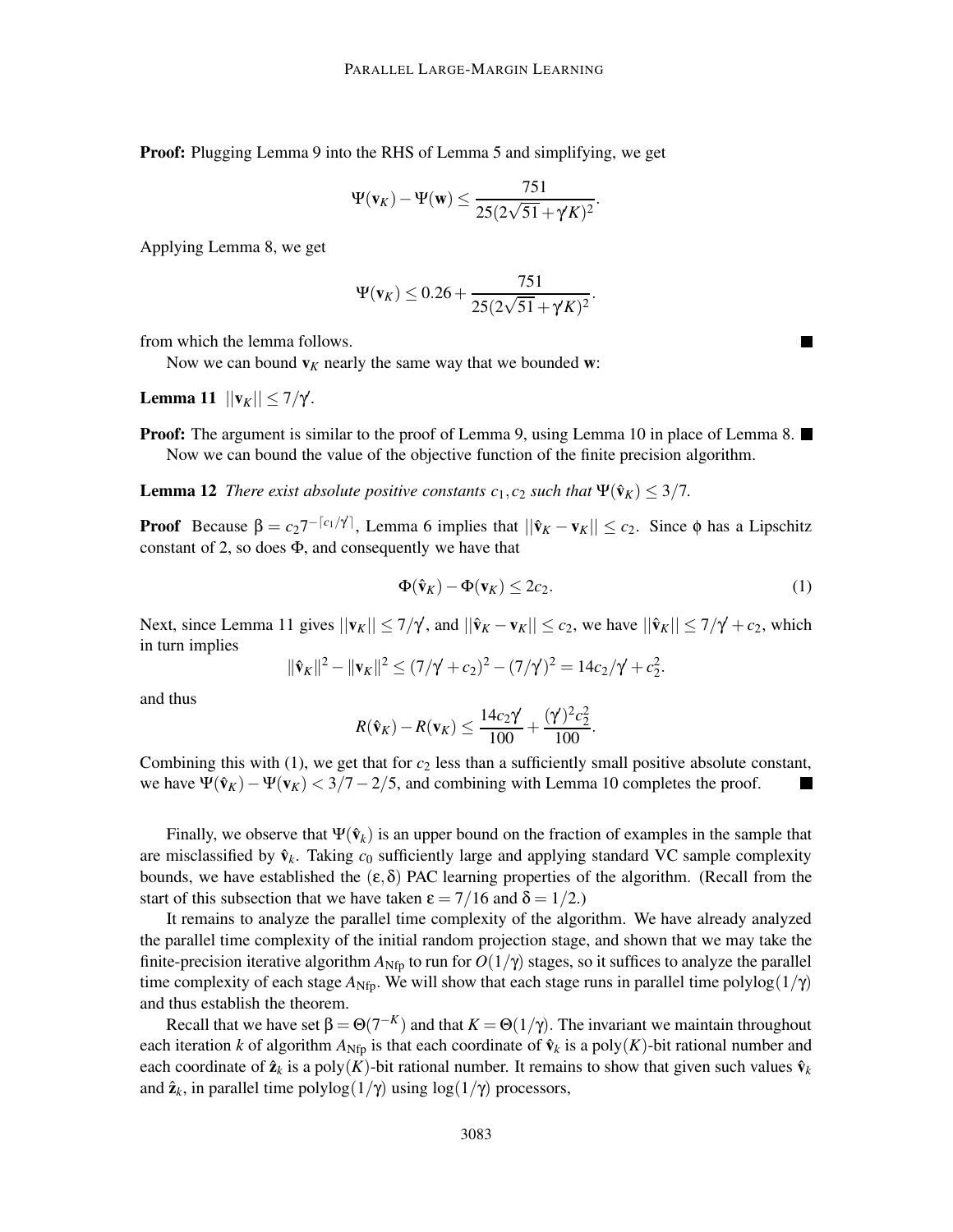**Proof:** Plugging Lemma 9 into the RHS of Lemma 5 and simplifying, we get

$$\Psi(\mathbf{v}_K) - \Psi(\mathbf{w}) \leq \frac{751}{25(2\sqrt{51} + \gamma' K)^2}.$$

Applying Lemma 8, we get

$$\Psi(\mathbf{v}_K) \leq 0.26 + \frac{751}{25(2\sqrt{51} + \gamma' K)^2}.$$

from which the lemma follows. ■

Now we can bound $\mathbf{v}_K$ nearly the same way that we bounded $\mathbf{w}$:

**Lemma 11** $||\mathbf{v}_K|| \leq 7/\gamma'$.

**Proof:** The argument is similar to the proof of Lemma 9, using Lemma 10 in place of Lemma 8. ■

Now we can bound the value of the objective function of the finite precision algorithm.

**Lemma 12** *There exist absolute positive constants $c_1, c_2$ such that $\Psi(\hat{\mathbf{v}}_K) \leq 3/7$.*

**Proof** Because $\beta = c_2 7^{-\lceil c_1/\gamma' \rceil}$, Lemma 6 implies that $||\hat{\mathbf{v}}_K - \mathbf{v}_K|| \leq c_2$. Since $\phi$ has a Lipschitz constant of 2, so does $\Phi$, and consequently we have that

$$\Phi(\hat{\mathbf{v}}_K) - \Phi(\mathbf{v}_K) \leq 2c_2. \tag{1}$$

Next, since Lemma 11 gives $||\mathbf{v}_K|| \leq 7/\gamma'$, and $||\hat{\mathbf{v}}_K - \mathbf{v}_K|| \leq c_2$, we have $||\hat{\mathbf{v}}_K|| \leq 7/\gamma' + c_2$, which in turn implies

$$\|\hat{\mathbf{v}}_K\|^2 - \|\mathbf{v}_K\|^2 \leq (7/\gamma' + c_2)^2 - (7/\gamma')^2 = 14c_2/\gamma' + c_2^2.$$

and thus

$$R(\hat{\mathbf{v}}_K) - R(\mathbf{v}_K) \leq \frac{14c_2\gamma'}{100} + \frac{(\gamma')^2 c_2^2}{100}.$$

Combining this with (1), we get that for $c_2$ less than a sufficiently small positive absolute constant, we have $\Psi(\hat{\mathbf{v}}_K) - \Psi(\mathbf{v}_K) < 3/7 - 2/5$, and combining with Lemma 10 completes the proof. ■

Finally, we observe that $\Psi(\hat{\mathbf{v}}_k)$ is an upper bound on the fraction of examples in the sample that are misclassified by $\hat{\mathbf{v}}_k$. Taking $c_0$ sufficiently large and applying standard VC sample complexity bounds, we have established the $(\varepsilon, \delta)$ PAC learning properties of the algorithm. (Recall from the start of this subsection that we have taken $\varepsilon = 7/16$ and $\delta = 1/2$.)

It remains to analyze the parallel time complexity of the algorithm. We have already analyzed the parallel time complexity of the initial random projection stage, and shown that we may take the finite-precision iterative algorithm $A_{\text{Nfp}}$ to run for $O(1/\gamma)$ stages, so it suffices to analyze the parallel time complexity of each stage $A_{\text{Nfp}}$. We will show that each stage runs in parallel time $\text{polylog}(1/\gamma)$ and thus establish the theorem.

Recall that we have set $\beta = \Theta(7^{-K})$ and that $K = \Theta(1/\gamma)$. The invariant we maintain throughout each iteration $k$ of algorithm $A_{\text{Nfp}}$ is that each coordinate of $\hat{\mathbf{v}}_k$ is a $\text{poly}(K)$-bit rational number and each coordinate of $\hat{\mathbf{z}}_k$ is a $\text{poly}(K)$-bit rational number. It remains to show that given such values $\hat{\mathbf{v}}_k$ and $\hat{\mathbf{z}}_k$, in parallel time $\text{polylog}(1/\gamma)$ using $\log(1/\gamma)$ processors,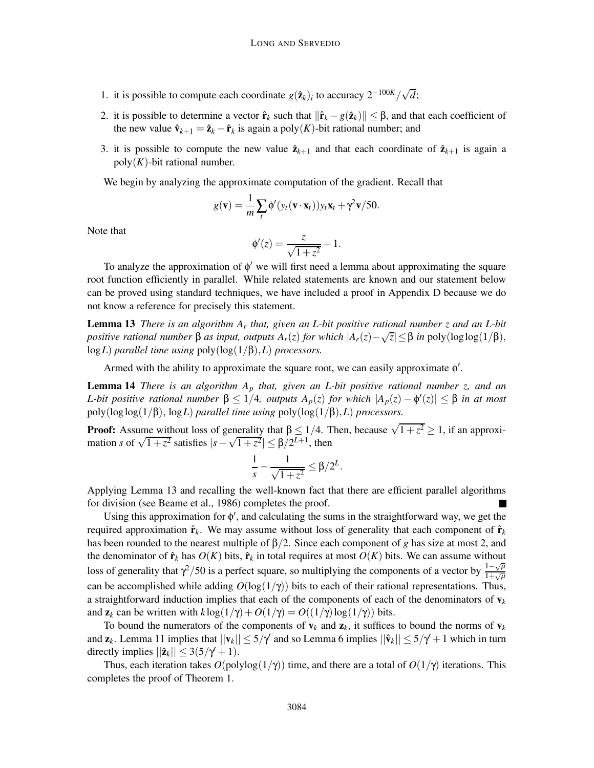1. it is possible to compute each coordinate $g(\hat{\mathbf{z}}_k)_i$ to accuracy $2^{-100K}/\sqrt{d}$;
2. it is possible to determine a vector $\hat{\mathbf{r}}_k$ such that $\|\hat{\mathbf{r}}_k - g(\hat{\mathbf{z}}_k)\| \leq \beta$, and that each coefficient of the new value $\hat{\mathbf{v}}_{k+1} = \hat{\mathbf{z}}_k - \hat{\mathbf{r}}_k$ is again a $\mathrm{poly}(K)$-bit rational number; and
3. it is possible to compute the new value $\hat{\mathbf{z}}_{k+1}$ and that each coordinate of $\hat{\mathbf{z}}_{k+1}$ is again a $\mathrm{poly}(K)$-bit rational number.

We begin by analyzing the approximate computation of the gradient. Recall that

$$g(\mathbf{v}) = \frac{1}{m}\sum_t \phi'(y_t(\mathbf{v}\cdot\mathbf{x}_t))y_t\mathbf{x}_t + \gamma^2\mathbf{v}/50.$$

Note that

$$\phi'(z) = \frac{z}{\sqrt{1+z^2}} - 1.$$

To analyze the approximation of $\phi'$ we will first need a lemma about approximating the square root function efficiently in parallel. While related statements are known and our statement below can be proved using standard techniques, we have included a proof in Appendix D because we do not know a reference for precisely this statement.

**Lemma 13** *There is an algorithm $A_r$ that, given an L-bit positive rational number z and an L-bit positive rational number $\beta$ as input, outputs $A_r(z)$ for which $|A_r(z) - \sqrt{z}| \leq \beta$ in $\mathrm{poly}(\log\log(1/\beta)$, $\log L)$ parallel time using $\mathrm{poly}(\log(1/\beta), L)$ processors.*

Armed with the ability to approximate the square root, we can easily approximate $\phi'$.

**Lemma 14** *There is an algorithm $A_p$ that, given an L-bit positive rational number z, and an L-bit positive rational number $\beta \leq 1/4$, outputs $A_p(z)$ for which $|A_p(z) - \phi'(z)| \leq \beta$ in at most $\mathrm{poly}(\log\log(1/\beta),\ \log L)$ parallel time using $\mathrm{poly}(\log(1/\beta), L)$ processors.*

**Proof:** Assume without loss of generality that $\beta \leq 1/4$. Then, because $\sqrt{1+z^2} \geq 1$, if an approximation $s$ of $\sqrt{1+z^2}$ satisfies $|s - \sqrt{1+z^2}| \leq \beta/2^{L+1}$, then

$$\frac{1}{s} - \frac{1}{\sqrt{1+z^2}} \leq \beta/2^L.$$

Applying Lemma 13 and recalling the well-known fact that there are efficient parallel algorithms for division (see Beame et al., 1986) completes the proof. ∎

Using this approximation for $\phi'$, and calculating the sums in the straightforward way, we get the required approximation $\hat{\mathbf{r}}_k$. We may assume without loss of generality that each component of $\hat{\mathbf{r}}_k$ has been rounded to the nearest multiple of $\beta/2$. Since each component of $g$ has size at most 2, and the denominator of $\hat{\mathbf{r}}_k$ has $O(K)$ bits, $\hat{\mathbf{r}}_k$ in total requires at most $O(K)$ bits. We can assume without loss of generality that $\gamma^2/50$ is a perfect square, so multiplying the components of a vector by $\frac{1-\sqrt{\mu}}{1+\sqrt{\mu}}$ can be accomplished while adding $O(\log(1/\gamma))$ bits to each of their rational representations. Thus, a straightforward induction implies that each of the components of each of the denominators of $\mathbf{v}_k$ and $\mathbf{z}_k$ can be written with $k\log(1/\gamma) + O(1/\gamma) = O((1/\gamma)\log(1/\gamma))$ bits.

To bound the numerators of the components of $\mathbf{v}_k$ and $\mathbf{z}_k$, it suffices to bound the norms of $\mathbf{v}_k$ and $\mathbf{z}_k$. Lemma 11 implies that $||\mathbf{v}_k|| \leq 5/\gamma$ and so Lemma 6 implies $||\hat{\mathbf{v}}_k|| \leq 5/\gamma + 1$ which in turn directly implies $||\hat{\mathbf{z}}_k|| \leq 3(5/\gamma + 1)$.

Thus, each iteration takes $O(\mathrm{polylog}(1/\gamma))$ time, and there are a total of $O(1/\gamma)$ iterations. This completes the proof of Theorem 1.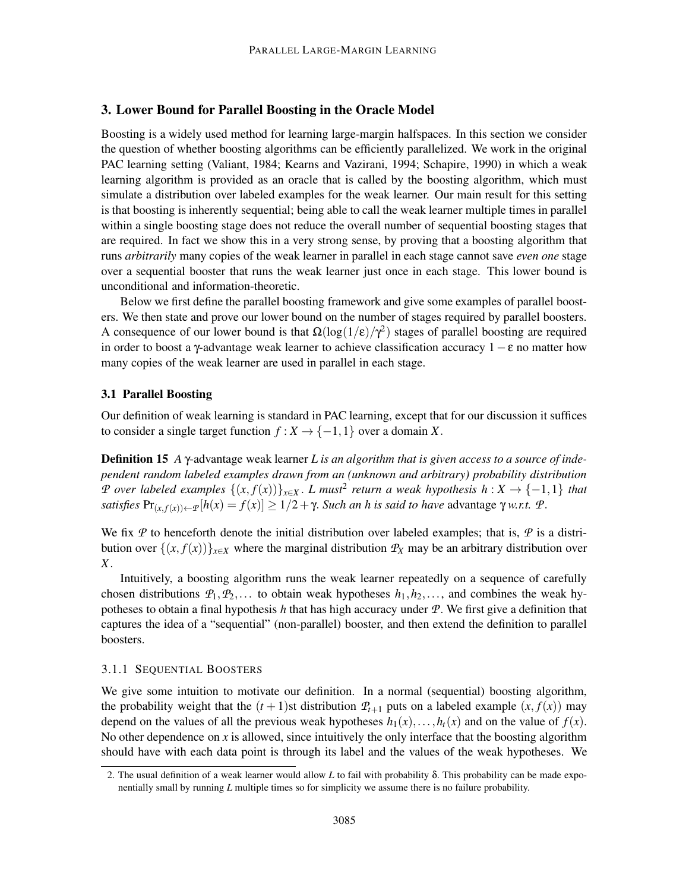## 3. Lower Bound for Parallel Boosting in the Oracle Model

Boosting is a widely used method for learning large-margin halfspaces. In this section we consider the question of whether boosting algorithms can be efficiently parallelized. We work in the original PAC learning setting (Valiant, 1984; Kearns and Vazirani, 1994; Schapire, 1990) in which a weak learning algorithm is provided as an oracle that is called by the boosting algorithm, which must simulate a distribution over labeled examples for the weak learner. Our main result for this setting is that boosting is inherently sequential; being able to call the weak learner multiple times in parallel within a single boosting stage does not reduce the overall number of sequential boosting stages that are required. In fact we show this in a very strong sense, by proving that a boosting algorithm that runs *arbitrarily* many copies of the weak learner in parallel in each stage cannot save *even one* stage over a sequential booster that runs the weak learner just once in each stage. This lower bound is unconditional and information-theoretic.

Below we first define the parallel boosting framework and give some examples of parallel boosters. We then state and prove our lower bound on the number of stages required by parallel boosters. A consequence of our lower bound is that $\Omega(\log(1/\varepsilon)/\gamma^2)$ stages of parallel boosting are required in order to boost a $\gamma$-advantage weak learner to achieve classification accuracy $1-\varepsilon$ no matter how many copies of the weak learner are used in parallel in each stage.

### 3.1 Parallel Boosting

Our definition of weak learning is standard in PAC learning, except that for our discussion it suffices to consider a single target function $f : X \to \{-1,1\}$ over a domain $X$.

**Definition 15** *A $\gamma$-advantage weak learner $L$ is an algorithm that is given access to a source of independent random labeled examples drawn from an (unknown and arbitrary) probability distribution $\mathcal{P}$ over labeled examples $\{(x, f(x))\}_{x\in X}$. $L$ must*[2] *return a weak hypothesis $h : X \to \{-1,1\}$ that satisfies $\Pr_{(x,f(x))\leftarrow\mathcal{P}}[h(x) = f(x)] \geq 1/2+\gamma$. Such an $h$ is said to have* advantage $\gamma$ *w.r.t. $\mathcal{P}$.*

We fix $\mathcal{P}$ to henceforth denote the initial distribution over labeled examples; that is, $\mathcal{P}$ is a distribution over $\{(x, f(x))\}_{x\in X}$ where the marginal distribution $\mathcal{P}_X$ may be an arbitrary distribution over $X$.

Intuitively, a boosting algorithm runs the weak learner repeatedly on a sequence of carefully chosen distributions $\mathcal{P}_1, \mathcal{P}_2, \ldots$ to obtain weak hypotheses $h_1, h_2, \ldots$, and combines the weak hypotheses to obtain a final hypothesis $h$ that has high accuracy under $\mathcal{P}$. We first give a definition that captures the idea of a "sequential" (non-parallel) booster, and then extend the definition to parallel boosters.

#### 3.1.1 Sequential Boosters

We give some intuition to motivate our definition. In a normal (sequential) boosting algorithm, the probability weight that the $(t+1)$st distribution $\mathcal{P}_{t+1}$ puts on a labeled example $(x, f(x))$ may depend on the values of all the previous weak hypotheses $h_1(x), \ldots, h_t(x)$ and on the value of $f(x)$. No other dependence on $x$ is allowed, since intuitively the only interface that the boosting algorithm should have with each data point is through its label and the values of the weak hypotheses. We

2. The usual definition of a weak learner would allow $L$ to fail with probability $\delta$. This probability can be made exponentially small by running $L$ multiple times so for simplicity we assume there is no failure probability.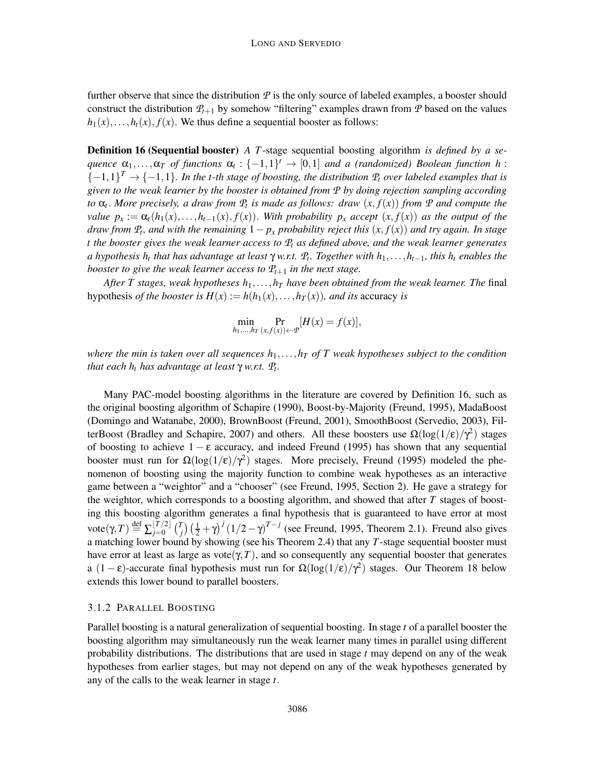further observe that since the distribution $\mathcal{P}$ is the only source of labeled examples, a booster should construct the distribution $\mathcal{P}_{t+1}$ by somehow "filtering" examples drawn from $\mathcal{P}$ based on the values $h_1(x), \ldots, h_t(x), f(x)$. We thus define a sequential booster as follows:

**Definition 16 (Sequential booster)** *A $T$-stage* sequential boosting algorithm *is defined by a sequence $\alpha_1, \ldots, \alpha_T$ of functions $\alpha_t : \{-1,1\}^t \to [0,1]$ and a (randomized) Boolean function $h : \{-1,1\}^T \to \{-1,1\}$. In the $t$-th stage of boosting, the distribution $\mathcal{P}_t$ over labeled examples that is given to the weak learner by the booster is obtained from $\mathcal{P}$ by doing rejection sampling according to $\alpha_t$. More precisely, a draw from $\mathcal{P}_t$ is made as follows: draw $(x, f(x))$ from $\mathcal{P}$ and compute the value $p_x := \alpha_t(h_1(x), \ldots, h_{t-1}(x), f(x))$. With probability $p_x$ accept $(x, f(x))$ as the output of the draw from $\mathcal{P}_t$, and with the remaining $1 - p_x$ probability reject this $(x, f(x))$ and try again. In stage $t$ the booster gives the weak learner access to $\mathcal{P}_t$ as defined above, and the weak learner generates a hypothesis $h_t$ that has advantage at least $\gamma$ w.r.t. $\mathcal{P}_t$. Together with $h_1, \ldots, h_{t-1}$, this $h_t$ enables the booster to give the weak learner access to $\mathcal{P}_{t+1}$ in the next stage.*

*After $T$ stages, weak hypotheses $h_1, \ldots, h_T$ have been obtained from the weak learner. The* final hypothesis *of the booster is $H(x) := h(h_1(x), \ldots, h_T(x))$, and its* accuracy *is*

$$\min_{h_1, \ldots, h_T} \Pr_{(x, f(x)) \leftarrow \mathcal{P}}[H(x) = f(x)],$$

*where the min is taken over all sequences $h_1, \ldots, h_T$ of $T$ weak hypotheses subject to the condition that each $h_t$ has advantage at least $\gamma$ w.r.t. $\mathcal{P}_t$.*

Many PAC-model boosting algorithms in the literature are covered by Definition 16, such as the original boosting algorithm of Schapire (1990), Boost-by-Majority (Freund, 1995), MadaBoost (Domingo and Watanabe, 2000), BrownBoost (Freund, 2001), SmoothBoost (Servedio, 2003), FilterBoost (Bradley and Schapire, 2007) and others. All these boosters use $\Omega(\log(1/\varepsilon)/\gamma^2)$ stages of boosting to achieve $1 - \varepsilon$ accuracy, and indeed Freund (1995) has shown that any sequential booster must run for $\Omega(\log(1/\varepsilon)/\gamma^2)$ stages. More precisely, Freund (1995) modeled the phenomenon of boosting using the majority function to combine weak hypotheses as an interactive game between a "weightor" and a "chooser" (see Freund, 1995, Section 2). He gave a strategy for the weightor, which corresponds to a boosting algorithm, and showed that after $T$ stages of boosting this boosting algorithm generates a final hypothesis that is guaranteed to have error at most $\text{vote}(\gamma, T) \stackrel{\text{def}}{=} \sum_{j=0}^{\lfloor T/2 \rfloor} \binom{T}{j} \left(\frac{1}{2} + \gamma\right)^j (1/2 - \gamma)^{T-j}$ (see Freund, 1995, Theorem 2.1). Freund also gives a matching lower bound by showing (see his Theorem 2.4) that any $T$-stage sequential booster must have error at least as large as $\text{vote}(\gamma, T)$, and so consequently any sequential booster that generates a $(1 - \varepsilon)$-accurate final hypothesis must run for $\Omega(\log(1/\varepsilon)/\gamma^2)$ stages. Our Theorem 18 below extends this lower bound to parallel boosters.

### 3.1.2 Parallel Boosting

Parallel boosting is a natural generalization of sequential boosting. In stage $t$ of a parallel booster the boosting algorithm may simultaneously run the weak learner many times in parallel using different probability distributions. The distributions that are used in stage $t$ may depend on any of the weak hypotheses from earlier stages, but may not depend on any of the weak hypotheses generated by any of the calls to the weak learner in stage $t$.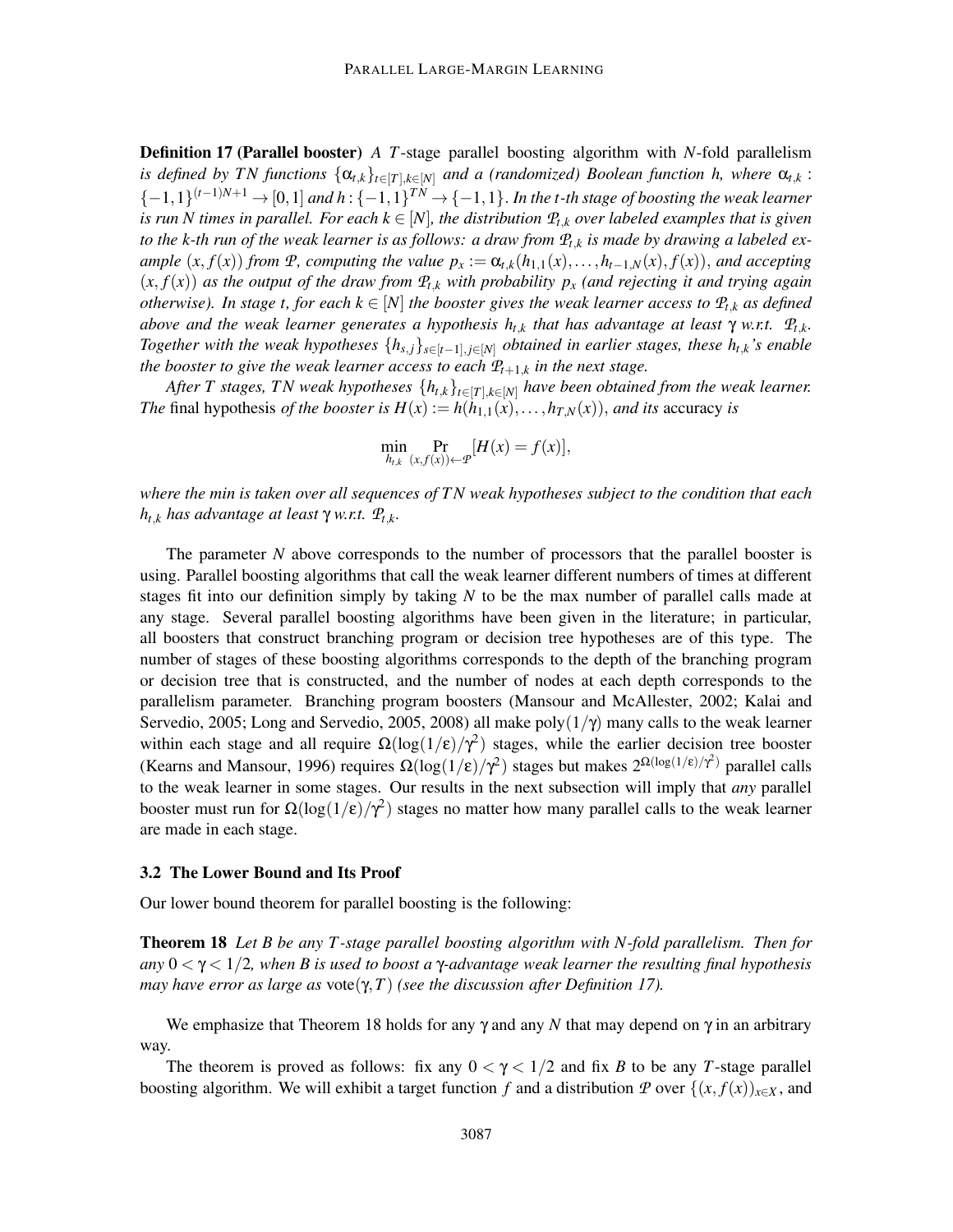**Definition 17 (Parallel booster)** *A $T$-stage parallel boosting algorithm with $N$-fold parallelism is defined by $TN$ functions $\{\alpha_{t,k}\}_{t\in[T],k\in[N]}$ and a (randomized) Boolean function $h$, where $\alpha_{t,k} : \{-1,1\}^{(t-1)N+1} \to [0,1]$ and $h : \{-1,1\}^{TN} \to \{-1,1\}$. In the $t$-th stage of boosting the weak learner is run $N$ times in parallel. For each $k \in [N]$, the distribution $\mathcal{P}_{t,k}$ over labeled examples that is given to the $k$-th run of the weak learner is as follows: a draw from $\mathcal{P}_{t,k}$ is made by drawing a labeled example $(x, f(x))$ from $\mathcal{P}$, computing the value $p_x := \alpha_{t,k}(h_{1,1}(x),\ldots,h_{t-1,N}(x), f(x))$, and accepting $(x, f(x))$ as the output of the draw from $\mathcal{P}_{t,k}$ with probability $p_x$ (and rejecting it and trying again otherwise). In stage $t$, for each $k \in [N]$ the booster gives the weak learner access to $\mathcal{P}_{t,k}$ as defined above and the weak learner generates a hypothesis $h_{t,k}$ that has advantage at least $\gamma$ w.r.t. $\mathcal{P}_{t,k}$. Together with the weak hypotheses $\{h_{s,j}\}_{s\in[t-1],j\in[N]}$ obtained in earlier stages, these $h_{t,k}$'s enable the booster to give the weak learner access to each $\mathcal{P}_{t+1,k}$ in the next stage.*

*After $T$ stages, $TN$ weak hypotheses $\{h_{t,k}\}_{t\in[T],k\in[N]}$ have been obtained from the weak learner. The* final hypothesis *of the booster is $H(x) := h(h_{1,1}(x),\ldots,h_{T,N}(x))$, and its* accuracy *is*

$$\min_{h_{t,k}} \Pr_{(x,f(x))\leftarrow\mathcal{P}}[H(x) = f(x)],$$

*where the min is taken over all sequences of $TN$ weak hypotheses subject to the condition that each $h_{t,k}$ has advantage at least $\gamma$ w.r.t. $\mathcal{P}_{t,k}$.*

The parameter $N$ above corresponds to the number of processors that the parallel booster is using. Parallel boosting algorithms that call the weak learner different numbers of times at different stages fit into our definition simply by taking $N$ to be the max number of parallel calls made at any stage. Several parallel boosting algorithms have been given in the literature; in particular, all boosters that construct branching program or decision tree hypotheses are of this type. The number of stages of these boosting algorithms corresponds to the depth of the branching program or decision tree that is constructed, and the number of nodes at each depth corresponds to the parallelism parameter. Branching program boosters (Mansour and McAllester, 2002; Kalai and Servedio, 2005; Long and Servedio, 2005, 2008) all make $\mathrm{poly}(1/\gamma)$ many calls to the weak learner within each stage and all require $\Omega(\log(1/\varepsilon)/\gamma^2)$ stages, while the earlier decision tree booster (Kearns and Mansour, 1996) requires $\Omega(\log(1/\varepsilon)/\gamma^2)$ stages but makes $2^{\Omega(\log(1/\varepsilon)/\gamma^2)}$ parallel calls to the weak learner in some stages. Our results in the next subsection will imply that *any* parallel booster must run for $\Omega(\log(1/\varepsilon)/\gamma^2)$ stages no matter how many parallel calls to the weak learner are made in each stage.

### 3.2 The Lower Bound and Its Proof

Our lower bound theorem for parallel boosting is the following:

**Theorem 18** *Let $B$ be any $T$-stage parallel boosting algorithm with $N$-fold parallelism. Then for any $0 < \gamma < 1/2$, when $B$ is used to boost a $\gamma$-advantage weak learner the resulting final hypothesis may have error as large as $\mathrm{vote}(\gamma,T)$ (see the discussion after Definition 17).*

We emphasize that Theorem 18 holds for any $\gamma$ and any $N$ that may depend on $\gamma$ in an arbitrary way.

The theorem is proved as follows: fix any $0 < \gamma < 1/2$ and fix $B$ to be any $T$-stage parallel boosting algorithm. We will exhibit a target function $f$ and a distribution $\mathcal{P}$ over $\{(x, f(x))_{x\in X}$, and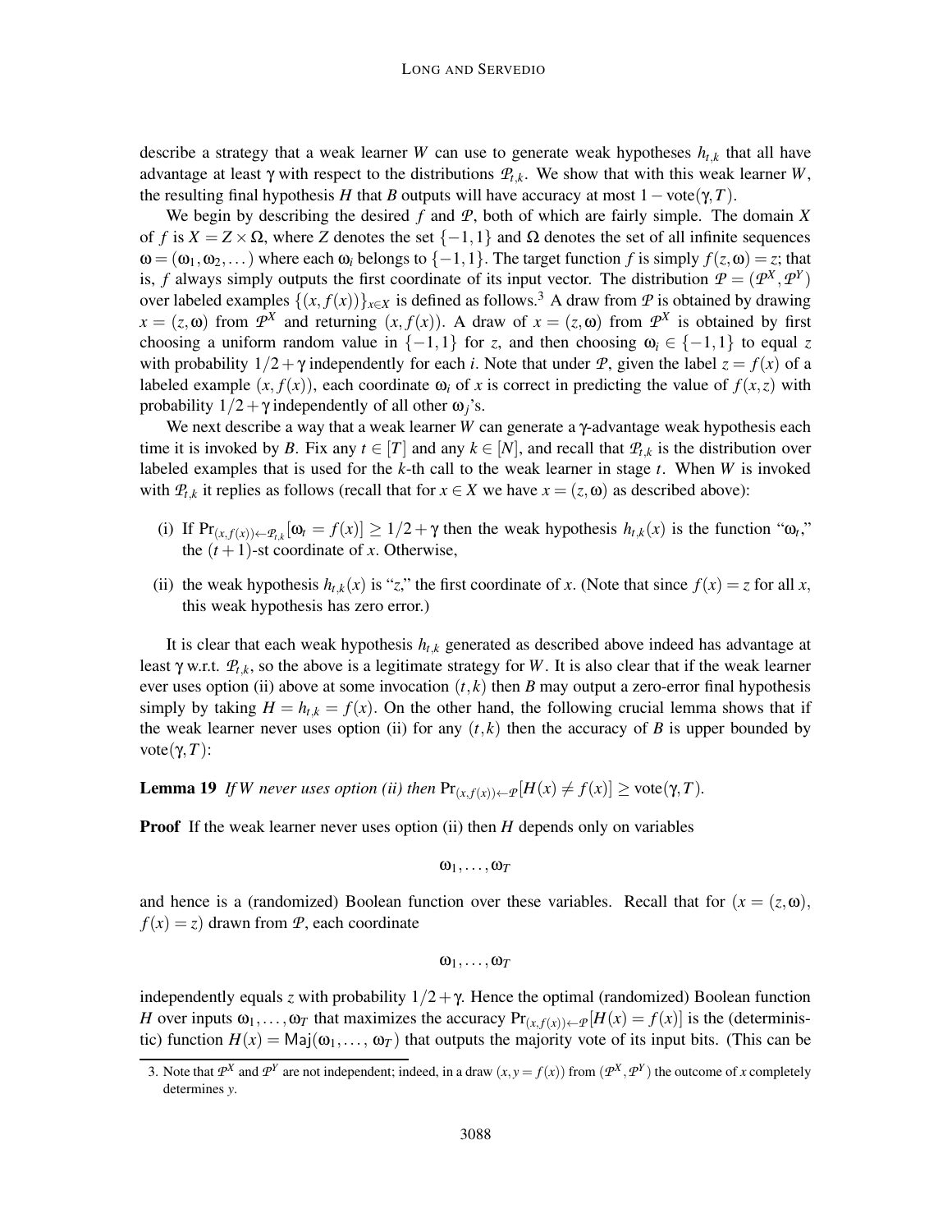describe a strategy that a weak learner $W$ can use to generate weak hypotheses $h_{t,k}$ that all have advantage at least $\gamma$ with respect to the distributions $\mathcal{P}_{t,k}$. We show that with this weak learner $W$, the resulting final hypothesis $H$ that $B$ outputs will have accuracy at most $1 - \text{vote}(\gamma, T)$.

We begin by describing the desired $f$ and $\mathcal{P}$, both of which are fairly simple. The domain $X$ of $f$ is $X = Z \times \Omega$, where $Z$ denotes the set $\{-1, 1\}$ and $\Omega$ denotes the set of all infinite sequences $\omega = (\omega_1, \omega_2, \ldots)$ where each $\omega_i$ belongs to $\{-1, 1\}$. The target function $f$ is simply $f(z, \omega) = z$; that is, $f$ always simply outputs the first coordinate of its input vector. The distribution $\mathcal{P} = (\mathcal{P}^X, \mathcal{P}^Y)$ over labeled examples $\{(x, f(x))\}_{x \in X}$ is defined as follows.[3] A draw from $\mathcal{P}$ is obtained by drawing $x = (z, \omega)$ from $\mathcal{P}^X$ and returning $(x, f(x))$. A draw of $x = (z, \omega)$ from $\mathcal{P}^X$ is obtained by first choosing a uniform random value in $\{-1, 1\}$ for $z$, and then choosing $\omega_i \in \{-1, 1\}$ to equal $z$ with probability $1/2 + \gamma$ independently for each $i$. Note that under $\mathcal{P}$, given the label $z = f(x)$ of a labeled example $(x, f(x))$, each coordinate $\omega_i$ of $x$ is correct in predicting the value of $f(x, z)$ with probability $1/2 + \gamma$ independently of all other $\omega_j$'s.

We next describe a way that a weak learner $W$ can generate a $\gamma$-advantage weak hypothesis each time it is invoked by $B$. Fix any $t \in [T]$ and any $k \in [N]$, and recall that $\mathcal{P}_{t,k}$ is the distribution over labeled examples that is used for the $k$-th call to the weak learner in stage $t$. When $W$ is invoked with $\mathcal{P}_{t,k}$ it replies as follows (recall that for $x \in X$ we have $x = (z, \omega)$ as described above):

(i) If $\Pr_{(x,f(x)) \leftarrow \mathcal{P}_{t,k}}[\omega_t = f(x)] \geq 1/2 + \gamma$ then the weak hypothesis $h_{t,k}(x)$ is the function "$\omega_t$," the $(t+1)$-st coordinate of $x$. Otherwise,

(ii) the weak hypothesis $h_{t,k}(x)$ is "$z$," the first coordinate of $x$. (Note that since $f(x) = z$ for all $x$, this weak hypothesis has zero error.)

It is clear that each weak hypothesis $h_{t,k}$ generated as described above indeed has advantage at least $\gamma$ w.r.t. $\mathcal{P}_{t,k}$, so the above is a legitimate strategy for $W$. It is also clear that if the weak learner ever uses option (ii) above at some invocation $(t, k)$ then $B$ may output a zero-error final hypothesis simply by taking $H = h_{t,k} = f(x)$. On the other hand, the following crucial lemma shows that if the weak learner never uses option (ii) for any $(t, k)$ then the accuracy of $B$ is upper bounded by $\text{vote}(\gamma, T)$:

**Lemma 19** *If $W$ never uses option (ii) then* $\Pr_{(x,f(x)) \leftarrow \mathcal{P}}[H(x) \neq f(x)] \geq \text{vote}(\gamma, T)$.

**Proof** If the weak learner never uses option (ii) then $H$ depends only on variables

$$\omega_1, \ldots, \omega_T$$

and hence is a (randomized) Boolean function over these variables. Recall that for $(x = (z, \omega), f(x) = z)$ drawn from $\mathcal{P}$, each coordinate

$$\omega_1, \ldots, \omega_T$$

independently equals $z$ with probability $1/2 + \gamma$. Hence the optimal (randomized) Boolean function $H$ over inputs $\omega_1, \ldots, \omega_T$ that maximizes the accuracy $\Pr_{(x,f(x)) \leftarrow \mathcal{P}}[H(x) = f(x)]$ is the (deterministic) function $H(x) = \mathsf{Maj}(\omega_1, \ldots, \omega_T)$ that outputs the majority vote of its input bits. (This can be

3. Note that $\mathcal{P}^X$ and $\mathcal{P}^Y$ are not independent; indeed, in a draw $(x, y = f(x))$ from $(\mathcal{P}^X, \mathcal{P}^Y)$ the outcome of $x$ completely determines $y$.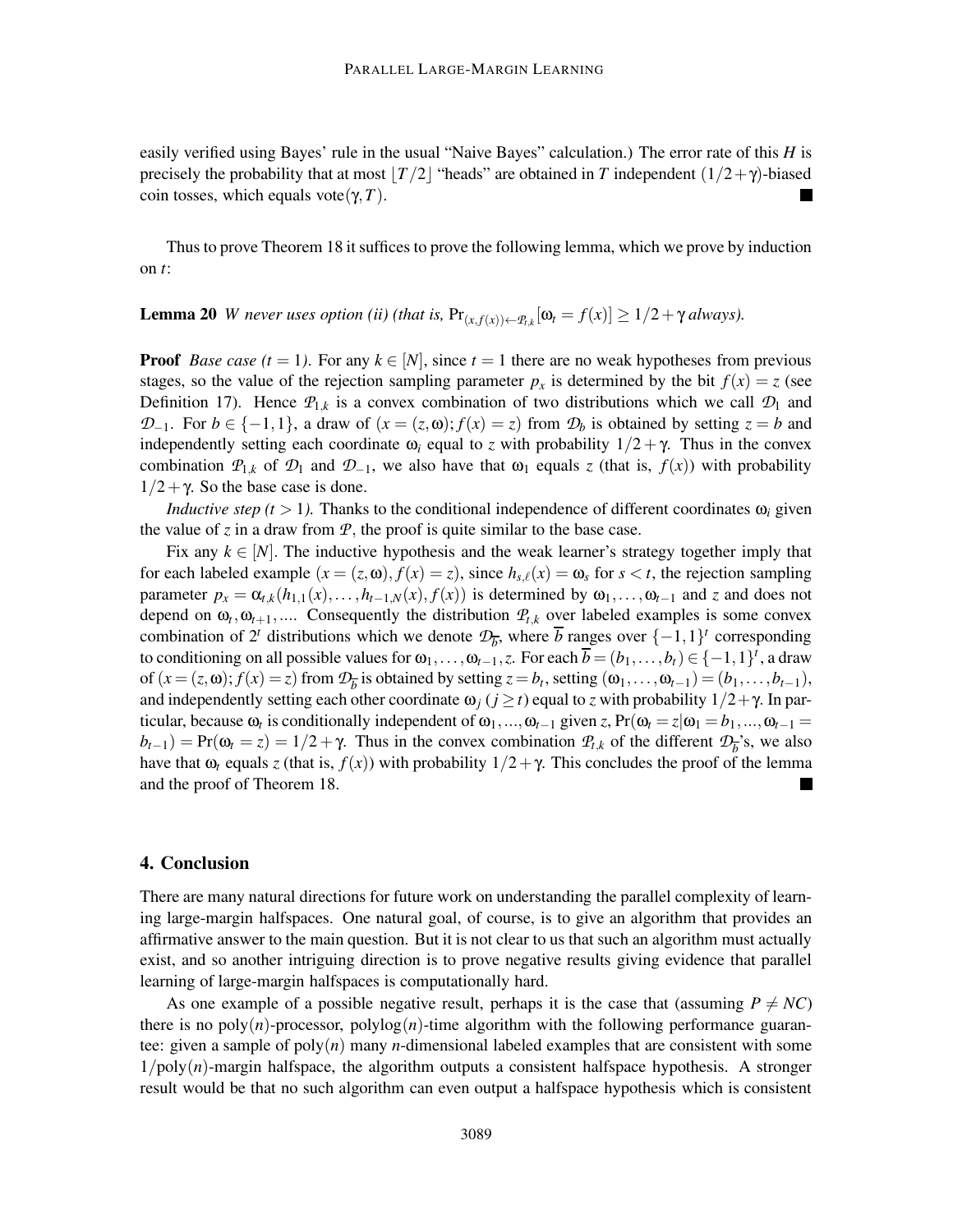easily verified using Bayes' rule in the usual "Naive Bayes" calculation.) The error rate of this $H$ is precisely the probability that at most $\lfloor T/2 \rfloor$ "heads" are obtained in $T$ independent $(1/2+\gamma)$-biased coin tosses, which equals vote$(\gamma, T)$. ■

Thus to prove Theorem 18 it suffices to prove the following lemma, which we prove by induction on $t$:

**Lemma 20** *$W$ never uses option (ii) (that is,* $\Pr_{(x,f(x))\leftarrow \mathcal{P}_{t,k}}[\omega_t = f(x)] \geq 1/2+\gamma$ *always).*

**Proof** *Base case ($t = 1$).* For any $k \in [N]$, since $t = 1$ there are no weak hypotheses from previous stages, so the value of the rejection sampling parameter $p_x$ is determined by the bit $f(x) = z$ (see Definition 17). Hence $\mathcal{P}_{1,k}$ is a convex combination of two distributions which we call $\mathcal{D}_1$ and $\mathcal{D}_{-1}$. For $b \in \{-1,1\}$, a draw of $(x = (z,\omega); f(x) = z)$ from $\mathcal{D}_b$ is obtained by setting $z = b$ and independently setting each coordinate $\omega_i$ equal to $z$ with probability $1/2+\gamma$. Thus in the convex combination $\mathcal{P}_{1,k}$ of $\mathcal{D}_1$ and $\mathcal{D}_{-1}$, we also have that $\omega_1$ equals $z$ (that is, $f(x)$) with probability $1/2+\gamma$. So the base case is done.

*Inductive step ($t > 1$).* Thanks to the conditional independence of different coordinates $\omega_i$ given the value of $z$ in a draw from $\mathcal{P}$, the proof is quite similar to the base case.

Fix any $k \in [N]$. The inductive hypothesis and the weak learner's strategy together imply that for each labeled example $(x = (z,\omega), f(x) = z)$, since $h_{s,\ell}(x) = \omega_s$ for $s < t$, the rejection sampling parameter $p_x = \alpha_{t,k}(h_{1,1}(x),\dots,h_{t-1,N}(x), f(x))$ is determined by $\omega_1,\dots,\omega_{t-1}$ and $z$ and does not depend on $\omega_t, \omega_{t+1},\dots$. Consequently the distribution $\mathcal{P}_{t,k}$ over labeled examples is some convex combination of $2^t$ distributions which we denote $\mathcal{D}_{\overline{b}}$, where $\overline{b}$ ranges over $\{-1,1\}^t$ corresponding to conditioning on all possible values for $\omega_1,\dots,\omega_{t-1}, z$. For each $\overline{b} = (b_1,\dots,b_t) \in \{-1,1\}^t$, a draw of $(x = (z,\omega); f(x) = z)$ from $\mathcal{D}_{\overline{b}}$ is obtained by setting $z = b_t$, setting $(\omega_1,\dots,\omega_{t-1}) = (b_1,\dots,b_{t-1})$, and independently setting each other coordinate $\omega_j$ ($j \geq t$) equal to $z$ with probability $1/2+\gamma$. In particular, because $\omega_t$ is conditionally independent of $\omega_1,\dots,\omega_{t-1}$ given $z$, $\Pr(\omega_t = z | \omega_1 = b_1,\dots,\omega_{t-1} = b_{t-1}) = \Pr(\omega_t = z) = 1/2+\gamma$. Thus in the convex combination $\mathcal{P}_{t,k}$ of the different $\mathcal{D}_{\overline{b}}$'s, we also have that $\omega_t$ equals $z$ (that is, $f(x)$) with probability $1/2+\gamma$. This concludes the proof of the lemma and the proof of Theorem 18. ■

## 4. Conclusion

There are many natural directions for future work on understanding the parallel complexity of learning large-margin halfspaces. One natural goal, of course, is to give an algorithm that provides an affirmative answer to the main question. But it is not clear to us that such an algorithm must actually exist, and so another intriguing direction is to prove negative results giving evidence that parallel learning of large-margin halfspaces is computationally hard.

As one example of a possible negative result, perhaps it is the case that (assuming $P \neq NC$) there is no poly$(n)$-processor, polylog$(n)$-time algorithm with the following performance guarantee: given a sample of poly$(n)$ many $n$-dimensional labeled examples that are consistent with some $1/\text{poly}(n)$-margin halfspace, the algorithm outputs a consistent halfspace hypothesis. A stronger result would be that no such algorithm can even output a halfspace hypothesis which is consistent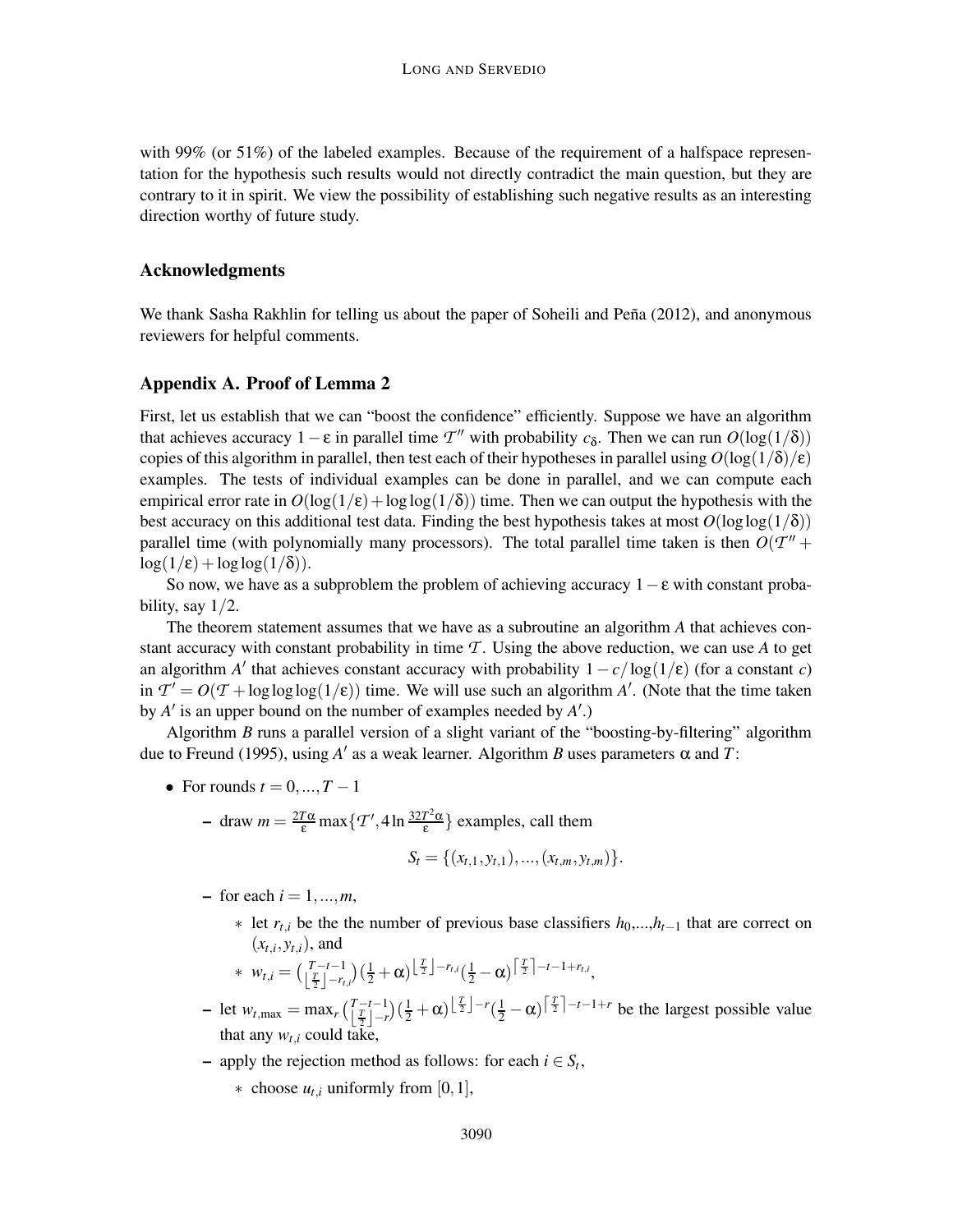with 99% (or 51%) of the labeled examples. Because of the requirement of a halfspace representation for the hypothesis such results would not directly contradict the main question, but they are contrary to it in spirit. We view the possibility of establishing such negative results as an interesting direction worthy of future study.

## Acknowledgments

We thank Sasha Rakhlin for telling us about the paper of Soheili and Peña (2012), and anonymous reviewers for helpful comments.

## Appendix A. Proof of Lemma 2

First, let us establish that we can "boost the confidence" efficiently. Suppose we have an algorithm that achieves accuracy $1-\varepsilon$ in parallel time $\mathcal{T}''$ with probability $c_\delta$. Then we can run $O(\log(1/\delta))$ copies of this algorithm in parallel, then test each of their hypotheses in parallel using $O(\log(1/\delta)/\varepsilon)$ examples. The tests of individual examples can be done in parallel, and we can compute each empirical error rate in $O(\log(1/\varepsilon)+\log\log(1/\delta))$ time. Then we can output the hypothesis with the best accuracy on this additional test data. Finding the best hypothesis takes at most $O(\log\log(1/\delta))$ parallel time (with polynomially many processors). The total parallel time taken is then $O(\mathcal{T}''+\log(1/\varepsilon)+\log\log(1/\delta))$.

So now, we have as a subproblem the problem of achieving accuracy $1-\varepsilon$ with constant probability, say $1/2$.

The theorem statement assumes that we have as a subroutine an algorithm $A$ that achieves constant accuracy with constant probability in time $\mathcal{T}$. Using the above reduction, we can use $A$ to get an algorithm $A'$ that achieves constant accuracy with probability $1-c/\log(1/\varepsilon)$ (for a constant $c$) in $\mathcal{T}' = O(\mathcal{T}+\log\log\log(1/\varepsilon))$ time. We will use such an algorithm $A'$. (Note that the time taken by $A'$ is an upper bound on the number of examples needed by $A'$.)

Algorithm $B$ runs a parallel version of a slight variant of the "boosting-by-filtering" algorithm due to Freund (1995), using $A'$ as a weak learner. Algorithm $B$ uses parameters $\alpha$ and $T$:

- For rounds $t=0,\ldots,T-1$
  - draw $m = \frac{2T\alpha}{\varepsilon}\max\{\mathcal{T}', 4\ln\frac{32T^2\alpha}{\varepsilon}\}$ examples, call them
  $$S_t = \{(x_{t,1},y_{t,1}),\ldots,(x_{t,m},y_{t,m})\}.$$
  - for each $i=1,\ldots,m$,
    - let $r_{t,i}$ be the the number of previous base classifiers $h_0,\ldots,h_{t-1}$ that are correct on $(x_{t,i},y_{t,i})$, and
    - $w_{t,i} = \binom{T-t-1}{\lfloor \frac{T}{2}\rfloor - r_{t,i}}(\frac{1}{2}+\alpha)^{\lfloor \frac{T}{2}\rfloor - r_{t,i}}(\frac{1}{2}-\alpha)^{\lceil \frac{T}{2}\rceil - t-1+r_{t,i}}$,
  - let $w_{t,\max} = \max_r \binom{T-t-1}{\lfloor \frac{T}{2}\rfloor - r}(\frac{1}{2}+\alpha)^{\lfloor \frac{T}{2}\rfloor - r}(\frac{1}{2}-\alpha)^{\lceil \frac{T}{2}\rceil - t-1+r}$ be the largest possible value that any $w_{t,i}$ could take,
  - apply the rejection method as follows: for each $i \in S_t$,
    - choose $u_{t,i}$ uniformly from $[0,1]$,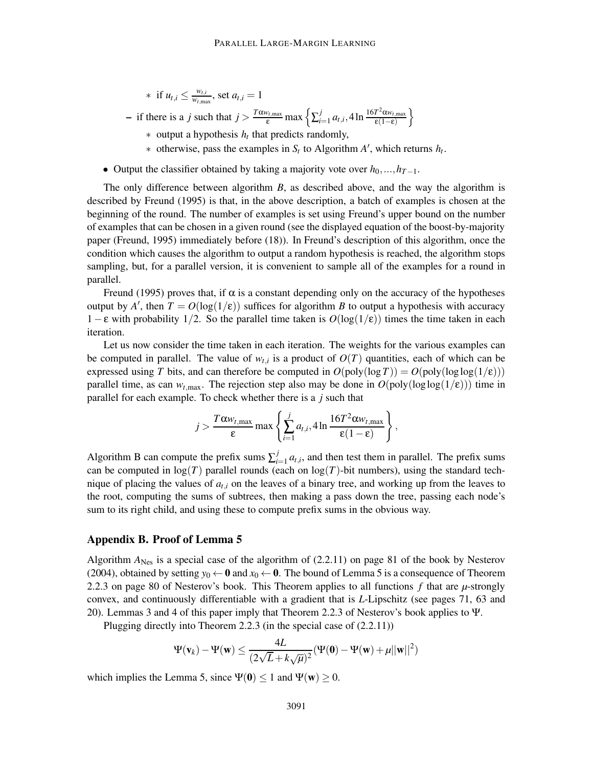- if $u_{t,i} \leq \frac{w_{t,i}}{w_{t,\max}}$, set $a_{t,i} = 1$
- if there is a $j$ such that $j > \frac{T\alpha w_{t,\max}}{\varepsilon} \max\left\{\sum_{i=1}^{j} a_{t,i}, 4\ln\frac{16T^2\alpha w_{t,\max}}{\varepsilon(1-\varepsilon)}\right\}$
  - output a hypothesis $h_t$ that predicts randomly,
  - otherwise, pass the examples in $S_t$ to Algorithm $A'$, which returns $h_t$.

- Output the classifier obtained by taking a majority vote over $h_0, \ldots, h_{T-1}$.

The only difference between algorithm $B$, as described above, and the way the algorithm is described by Freund (1995) is that, in the above description, a batch of examples is chosen at the beginning of the round. The number of examples is set using Freund's upper bound on the number of examples that can be chosen in a given round (see the displayed equation of the boost-by-majority paper (Freund, 1995) immediately before (18)). In Freund's description of this algorithm, once the condition which causes the algorithm to output a random hypothesis is reached, the algorithm stops sampling, but, for a parallel version, it is convenient to sample all of the examples for a round in parallel.

Freund (1995) proves that, if $\alpha$ is a constant depending only on the accuracy of the hypotheses output by $A'$, then $T = O(\log(1/\varepsilon))$ suffices for algorithm $B$ to output a hypothesis with accuracy $1-\varepsilon$ with probability $1/2$. So the parallel time taken is $O(\log(1/\varepsilon))$ times the time taken in each iteration.

Let us now consider the time taken in each iteration. The weights for the various examples can be computed in parallel. The value of $w_{t,i}$ is a product of $O(T)$ quantities, each of which can be expressed using $T$ bits, and can therefore be computed in $O(\text{poly}(\log T)) = O(\text{poly}(\log\log(1/\varepsilon)))$ parallel time, as can $w_{t,\max}$. The rejection step also may be done in $O(\text{poly}(\log\log(1/\varepsilon)))$ time in parallel for each example. To check whether there is a $j$ such that

$$j > \frac{T\alpha w_{t,\max}}{\varepsilon} \max\left\{\sum_{i=1}^{j} a_{t,i}, 4\ln\frac{16T^2\alpha w_{t,\max}}{\varepsilon(1-\varepsilon)}\right\},$$

Algorithm B can compute the prefix sums $\sum_{i=1}^{j} a_{t,i}$, and then test them in parallel. The prefix sums can be computed in $\log(T)$ parallel rounds (each on $\log(T)$-bit numbers), using the standard technique of placing the values of $a_{t,i}$ on the leaves of a binary tree, and working up from the leaves to the root, computing the sums of subtrees, then making a pass down the tree, passing each node's sum to its right child, and using these to compute prefix sums in the obvious way.

## Appendix B. Proof of Lemma 5

Algorithm $A_{\text{Nes}}$ is a special case of the algorithm of (2.2.11) on page 81 of the book by Nesterov (2004), obtained by setting $y_0 \leftarrow \mathbf{0}$ and $x_0 \leftarrow \mathbf{0}$. The bound of Lemma 5 is a consequence of Theorem 2.2.3 on page 80 of Nesterov's book. This Theorem applies to all functions $f$ that are $\mu$-strongly convex, and continuously differentiable with a gradient that is $L$-Lipschitz (see pages 71, 63 and 20). Lemmas 3 and 4 of this paper imply that Theorem 2.2.3 of Nesterov's book applies to $\Psi$.

Plugging directly into Theorem 2.2.3 (in the special case of (2.2.11))

$$\Psi(\mathbf{v}_k) - \Psi(\mathbf{w}) \leq \frac{4L}{(2\sqrt{L} + k\sqrt{\mu})^2}(\Psi(\mathbf{0}) - \Psi(\mathbf{w}) + \mu||\mathbf{w}||^2)$$

which implies the Lemma 5, since $\Psi(\mathbf{0}) \leq 1$ and $\Psi(\mathbf{w}) \geq 0$.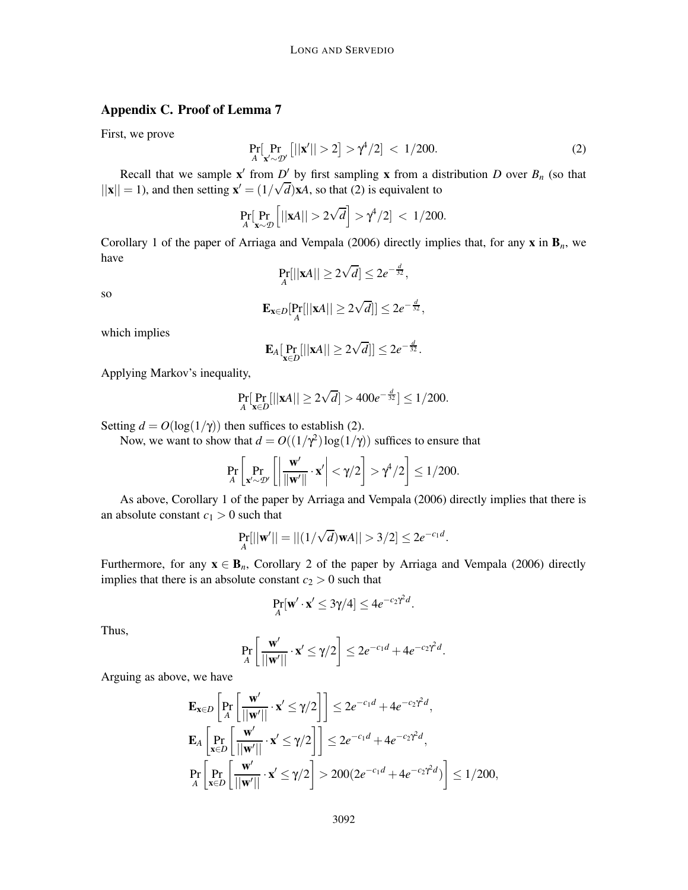## Appendix C. Proof of Lemma 7

First, we prove

$$\Pr_A\left[\Pr_{\mathbf{x}' \sim \mathcal{D}'}\left[||\mathbf{x}'|| > 2\right] > \gamma^4/2\right] \;<\; 1/200. \tag{2}$$

Recall that we sample $\mathbf{x}'$ from $D'$ by first sampling $\mathbf{x}$ from a distribution $D$ over $B_n$ (so that $||\mathbf{x}|| = 1$), and then setting $\mathbf{x}' = (1/\sqrt{d})\mathbf{x}A$, so that (2) is equivalent to

$$\Pr_A\left[\Pr_{\mathbf{x} \sim \mathcal{D}}\left[||\mathbf{x}A|| > 2\sqrt{d}\right] > \gamma^4/2\right] \;<\; 1/200.$$

Corollary 1 of the paper of Arriaga and Vempala (2006) directly implies that, for any $\mathbf{x}$ in $\mathbf{B}_n$, we have

$$\Pr_A[||\mathbf{x}A|| \geq 2\sqrt{d}] \leq 2e^{-\frac{d}{32}},$$

so

$$\mathbf{E}_{\mathbf{x} \in D}[\Pr_A[||\mathbf{x}A|| \geq 2\sqrt{d}]] \leq 2e^{-\frac{d}{32}},$$

which implies

$$\mathbf{E}_A[\Pr_{\mathbf{x} \in D}[||\mathbf{x}A|| \geq 2\sqrt{d}]] \leq 2e^{-\frac{d}{32}}.$$

Applying Markov's inequality,

$$\Pr_A[\Pr_{\mathbf{x} \in D}[||\mathbf{x}A|| \geq 2\sqrt{d}] > 400e^{-\frac{d}{32}}] \leq 1/200.$$

Setting $d = O(\log(1/\gamma))$ then suffices to establish (2).

Now, we want to show that $d = O((1/\gamma^2)\log(1/\gamma))$ suffices to ensure that

$$\Pr_A\left[\Pr_{\mathbf{x}' \sim \mathcal{D}'}\left[\left|\frac{\mathbf{w}'}{||\mathbf{w}'||} \cdot \mathbf{x}'\right| < \gamma/2\right] > \gamma^4/2\right] \leq 1/200.$$

As above, Corollary 1 of the paper by Arriaga and Vempala (2006) directly implies that there is an absolute constant $c_1 > 0$ such that

$$\Pr_A[||\mathbf{w}'|| = ||(1/\sqrt{d})\mathbf{w}A|| > 3/2] \leq 2e^{-c_1 d}.$$

Furthermore, for any $\mathbf{x} \in \mathbf{B}_n$, Corollary 2 of the paper by Arriaga and Vempala (2006) directly implies that there is an absolute constant $c_2 > 0$ such that

$$\Pr_A[\mathbf{w}' \cdot \mathbf{x}' \leq 3\gamma/4] \leq 4e^{-c_2\gamma^2 d}.$$

Thus,

$$\Pr_A\left[\frac{\mathbf{w}'}{||\mathbf{w}'||} \cdot \mathbf{x}' \leq \gamma/2\right] \leq 2e^{-c_1 d} + 4e^{-c_2\gamma^2 d}.$$

Arguing as above, we have

$$\mathbf{E}_{\mathbf{x} \in D}\left[\Pr_A\left[\frac{\mathbf{w}'}{||\mathbf{w}'||} \cdot \mathbf{x}' \leq \gamma/2\right]\right] \leq 2e^{-c_1 d} + 4e^{-c_2\gamma^2 d},$$

$$\mathbf{E}_A\left[\Pr_{\mathbf{x} \in D}\left[\frac{\mathbf{w}'}{||\mathbf{w}'||} \cdot \mathbf{x}' \leq \gamma/2\right]\right] \leq 2e^{-c_1 d} + 4e^{-c_2\gamma^2 d},$$

$$\Pr_A\left[\Pr_{\mathbf{x} \in D}\left[\frac{\mathbf{w}'}{||\mathbf{w}'||} \cdot \mathbf{x}' \leq \gamma/2\right] > 200(2e^{-c_1 d} + 4e^{-c_2\gamma^2 d})\right] \leq 1/200,$$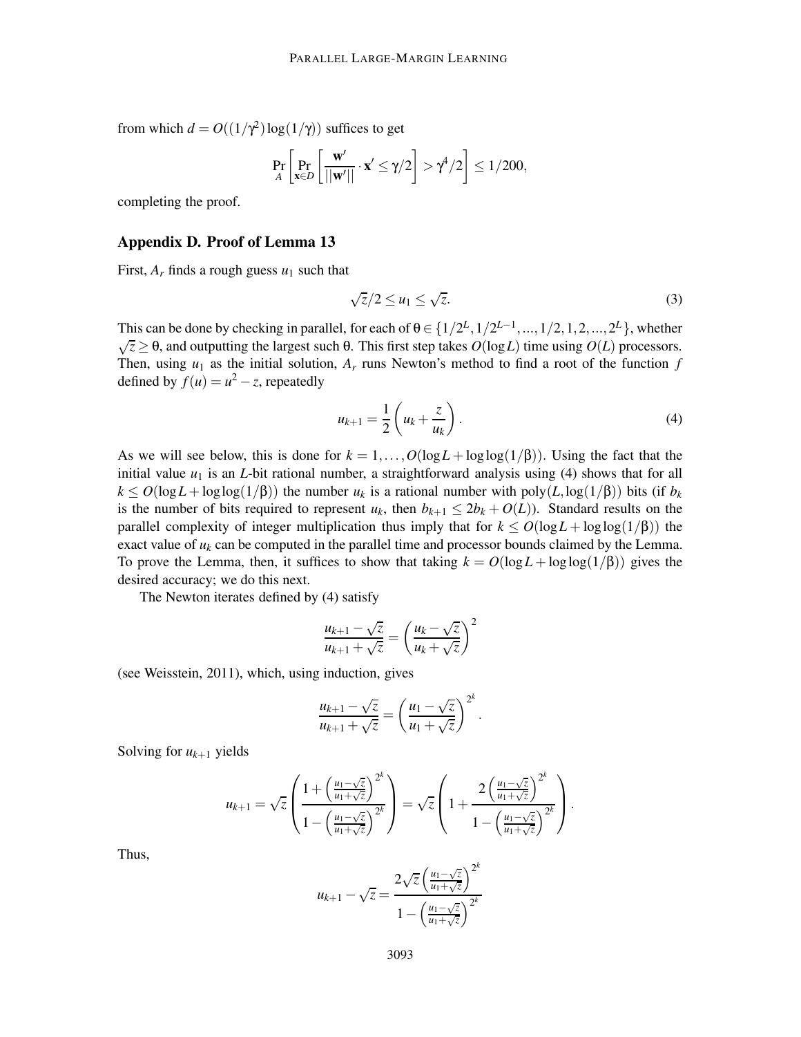from which $d = O((1/\gamma^2)\log(1/\gamma))$ suffices to get

$$\Pr_A\left[\Pr_{\mathbf{x}\in D}\left[\frac{\mathbf{w}'}{||\mathbf{w}'||}\cdot\mathbf{x}' \leq \gamma/2\right] > \gamma^4/2\right] \leq 1/200,$$

completing the proof.

## Appendix D. Proof of Lemma 13

First, $A_r$ finds a rough guess $u_1$ such that

$$\sqrt{z}/2 \leq u_1 \leq \sqrt{z}. \tag{3}$$

This can be done by checking in parallel, for each of $\theta \in \{1/2^L, 1/2^{L-1}, ..., 1/2, 1, 2, ..., 2^L\}$, whether $\sqrt{z} \geq \theta$, and outputting the largest such $\theta$. This first step takes $O(\log L)$ time using $O(L)$ processors. Then, using $u_1$ as the initial solution, $A_r$ runs Newton's method to find a root of the function $f$ defined by $f(u) = u^2 - z$, repeatedly

$$u_{k+1} = \frac{1}{2}\left(u_k + \frac{z}{u_k}\right). \tag{4}$$

As we will see below, this is done for $k = 1, \ldots, O(\log L + \log\log(1/\beta))$. Using the fact that the initial value $u_1$ is an $L$-bit rational number, a straightforward analysis using (4) shows that for all $k \leq O(\log L + \log\log(1/\beta))$ the number $u_k$ is a rational number with $\mathrm{poly}(L, \log(1/\beta))$ bits (if $b_k$ is the number of bits required to represent $u_k$, then $b_{k+1} \leq 2b_k + O(L)$). Standard results on the parallel complexity of integer multiplication thus imply that for $k \leq O(\log L + \log\log(1/\beta))$ the exact value of $u_k$ can be computed in the parallel time and processor bounds claimed by the Lemma. To prove the Lemma, then, it suffices to show that taking $k = O(\log L + \log\log(1/\beta))$ gives the desired accuracy; we do this next.

The Newton iterates defined by (4) satisfy

$$\frac{u_{k+1} - \sqrt{z}}{u_{k+1} + \sqrt{z}} = \left(\frac{u_k - \sqrt{z}}{u_k + \sqrt{z}}\right)^2$$

(see Weisstein, 2011), which, using induction, gives

$$\frac{u_{k+1} - \sqrt{z}}{u_{k+1} + \sqrt{z}} = \left(\frac{u_1 - \sqrt{z}}{u_1 + \sqrt{z}}\right)^{2^k}.$$

Solving for $u_{k+1}$ yields

$$u_{k+1} = \sqrt{z}\left(\frac{1 + \left(\frac{u_1 - \sqrt{z}}{u_1 + \sqrt{z}}\right)^{2^k}}{1 - \left(\frac{u_1 - \sqrt{z}}{u_1 + \sqrt{z}}\right)^{2^k}}\right) = \sqrt{z}\left(1 + \frac{2\left(\frac{u_1 - \sqrt{z}}{u_1 + \sqrt{z}}\right)^{2^k}}{1 - \left(\frac{u_1 - \sqrt{z}}{u_1 + \sqrt{z}}\right)^{2^k}}\right).$$

Thus,

$$u_{k+1} - \sqrt{z} = \frac{2\sqrt{z}\left(\frac{u_1 - \sqrt{z}}{u_1 + \sqrt{z}}\right)^{2^k}}{1 - \left(\frac{u_1 - \sqrt{z}}{u_1 + \sqrt{z}}\right)^{2^k}}$$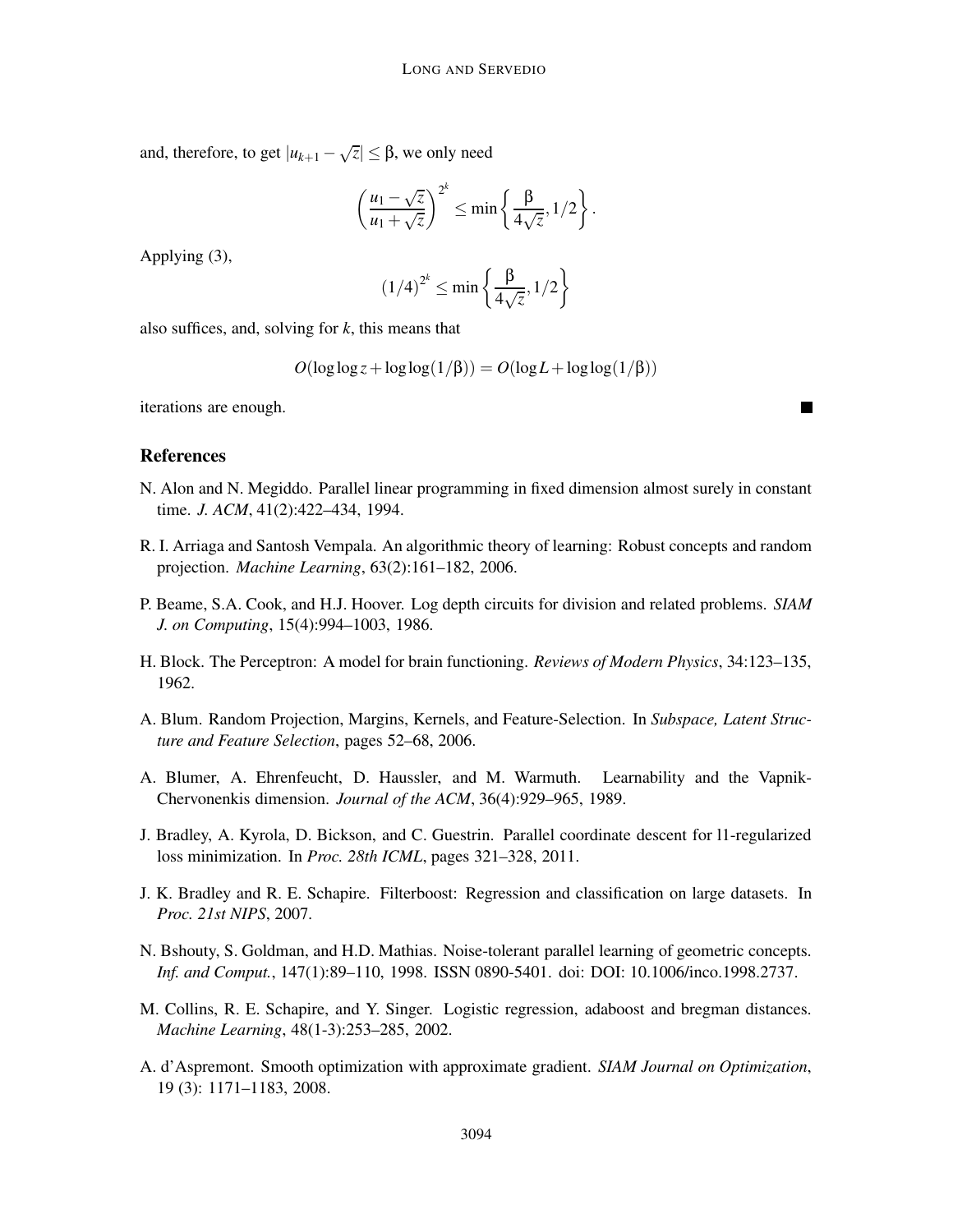and, therefore, to get $|u_{k+1} - \sqrt{z}| \leq \beta$, we only need

$$\left( \frac{u_1 - \sqrt{z}}{u_1 + \sqrt{z}} \right)^{2^k} \leq \min \left\{ \frac{\beta}{4\sqrt{z}}, 1/2 \right\}.$$

Applying (3),

$$(1/4)^{2^k} \leq \min \left\{ \frac{\beta}{4\sqrt{z}}, 1/2 \right\}$$

also suffices, and, solving for $k$, this means that

$$O(\log \log z + \log \log(1/\beta)) = O(\log L + \log \log(1/\beta))$$

iterations are enough. ■

## References

N. Alon and N. Megiddo. Parallel linear programming in fixed dimension almost surely in constant time. *J. ACM*, 41(2):422–434, 1994.

R. I. Arriaga and Santosh Vempala. An algorithmic theory of learning: Robust concepts and random projection. *Machine Learning*, 63(2):161–182, 2006.

P. Beame, S.A. Cook, and H.J. Hoover. Log depth circuits for division and related problems. *SIAM J. on Computing*, 15(4):994–1003, 1986.

H. Block. The Perceptron: A model for brain functioning. *Reviews of Modern Physics*, 34:123–135, 1962.

A. Blum. Random Projection, Margins, Kernels, and Feature-Selection. In *Subspace, Latent Structure and Feature Selection*, pages 52–68, 2006.

A. Blumer, A. Ehrenfeucht, D. Haussler, and M. Warmuth. Learnability and the Vapnik-Chervonenkis dimension. *Journal of the ACM*, 36(4):929–965, 1989.

J. Bradley, A. Kyrola, D. Bickson, and C. Guestrin. Parallel coordinate descent for l1-regularized loss minimization. In *Proc. 28th ICML*, pages 321–328, 2011.

J. K. Bradley and R. E. Schapire. Filterboost: Regression and classification on large datasets. In *Proc. 21st NIPS*, 2007.

N. Bshouty, S. Goldman, and H.D. Mathias. Noise-tolerant parallel learning of geometric concepts. *Inf. and Comput.*, 147(1):89–110, 1998. ISSN 0890-5401. doi: DOI: 10.1006/inco.1998.2737.

M. Collins, R. E. Schapire, and Y. Singer. Logistic regression, adaboost and bregman distances. *Machine Learning*, 48(1-3):253–285, 2002.

A. d'Aspremont. Smooth optimization with approximate gradient. *SIAM Journal on Optimization*, 19 (3): 1171–1183, 2008.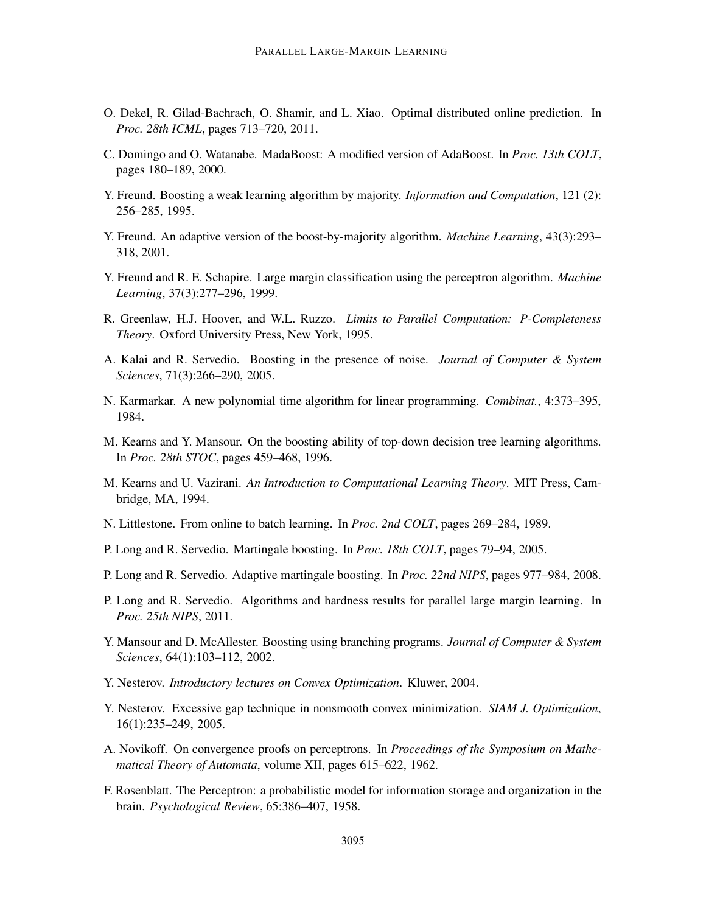O. Dekel, R. Gilad-Bachrach, O. Shamir, and L. Xiao. Optimal distributed online prediction. In *Proc. 28th ICML*, pages 713–720, 2011.

C. Domingo and O. Watanabe. MadaBoost: A modified version of AdaBoost. In *Proc. 13th COLT*, pages 180–189, 2000.

Y. Freund. Boosting a weak learning algorithm by majority. *Information and Computation*, 121 (2): 256–285, 1995.

Y. Freund. An adaptive version of the boost-by-majority algorithm. *Machine Learning*, 43(3):293–318, 2001.

Y. Freund and R. E. Schapire. Large margin classification using the perceptron algorithm. *Machine Learning*, 37(3):277–296, 1999.

R. Greenlaw, H.J. Hoover, and W.L. Ruzzo. *Limits to Parallel Computation: P-Completeness Theory*. Oxford University Press, New York, 1995.

A. Kalai and R. Servedio. Boosting in the presence of noise. *Journal of Computer & System Sciences*, 71(3):266–290, 2005.

N. Karmarkar. A new polynomial time algorithm for linear programming. *Combinat.*, 4:373–395, 1984.

M. Kearns and Y. Mansour. On the boosting ability of top-down decision tree learning algorithms. In *Proc. 28th STOC*, pages 459–468, 1996.

M. Kearns and U. Vazirani. *An Introduction to Computational Learning Theory*. MIT Press, Cambridge, MA, 1994.

N. Littlestone. From online to batch learning. In *Proc. 2nd COLT*, pages 269–284, 1989.

P. Long and R. Servedio. Martingale boosting. In *Proc. 18th COLT*, pages 79–94, 2005.

P. Long and R. Servedio. Adaptive martingale boosting. In *Proc. 22nd NIPS*, pages 977–984, 2008.

P. Long and R. Servedio. Algorithms and hardness results for parallel large margin learning. In *Proc. 25th NIPS*, 2011.

Y. Mansour and D. McAllester. Boosting using branching programs. *Journal of Computer & System Sciences*, 64(1):103–112, 2002.

Y. Nesterov. *Introductory lectures on Convex Optimization*. Kluwer, 2004.

Y. Nesterov. Excessive gap technique in nonsmooth convex minimization. *SIAM J. Optimization*, 16(1):235–249, 2005.

A. Novikoff. On convergence proofs on perceptrons. In *Proceedings of the Symposium on Mathematical Theory of Automata*, volume XII, pages 615–622, 1962.

F. Rosenblatt. The Perceptron: a probabilistic model for information storage and organization in the brain. *Psychological Review*, 65:386–407, 1958.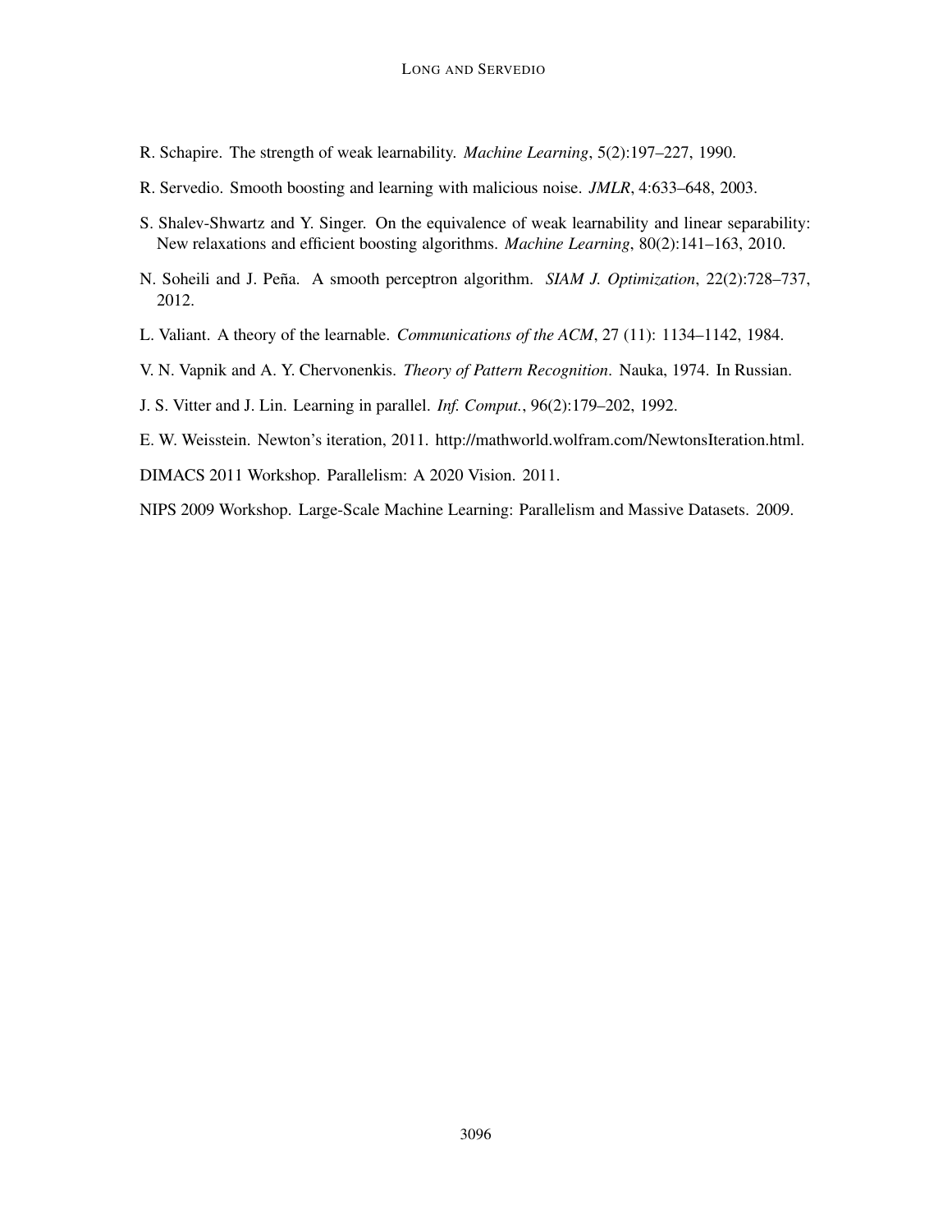R. Schapire. The strength of weak learnability. *Machine Learning*, 5(2):197–227, 1990.

R. Servedio. Smooth boosting and learning with malicious noise. *JMLR*, 4:633–648, 2003.

S. Shalev-Shwartz and Y. Singer. On the equivalence of weak learnability and linear separability: New relaxations and efficient boosting algorithms. *Machine Learning*, 80(2):141–163, 2010.

N. Soheili and J. Peña. A smooth perceptron algorithm. *SIAM J. Optimization*, 22(2):728–737, 2012.

L. Valiant. A theory of the learnable. *Communications of the ACM*, 27 (11): 1134–1142, 1984.

V. N. Vapnik and A. Y. Chervonenkis. *Theory of Pattern Recognition*. Nauka, 1974. In Russian.

J. S. Vitter and J. Lin. Learning in parallel. *Inf. Comput.*, 96(2):179–202, 1992.

E. W. Weisstein. Newton's iteration, 2011. http://mathworld.wolfram.com/NewtonsIteration.html.

DIMACS 2011 Workshop. Parallelism: A 2020 Vision. 2011.

NIPS 2009 Workshop. Large-Scale Machine Learning: Parallelism and Massive Datasets. 2009.